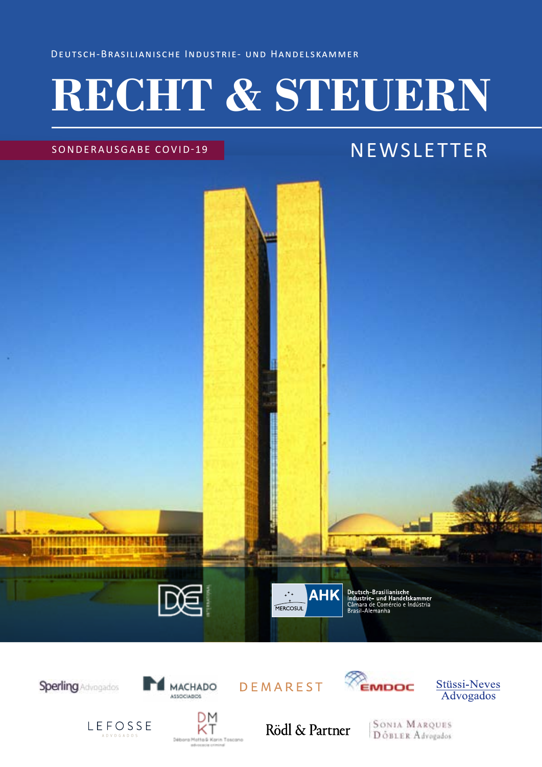Deutsch-Brasilianische Industrie- und Handelskammer

# RECHT & STEUERN

SONDERAUSGABE COVID-19

NEWSLETTER

Deutsch-Brasilianische Industrie- und Handelskammer
Câmara de Comércio e Indústria Brasil-Alemanha

Sperling Advogados

MACHADO ASSOCIADOS

DEMAREST

EMDOC

Stüssi-Neves Advogados

LEFOSSE ADVOGADOS

DMKT Débora Motta & Karin Toscano advocacia criminal

Rödl & Partner

Sonia Marques Döbler Advogados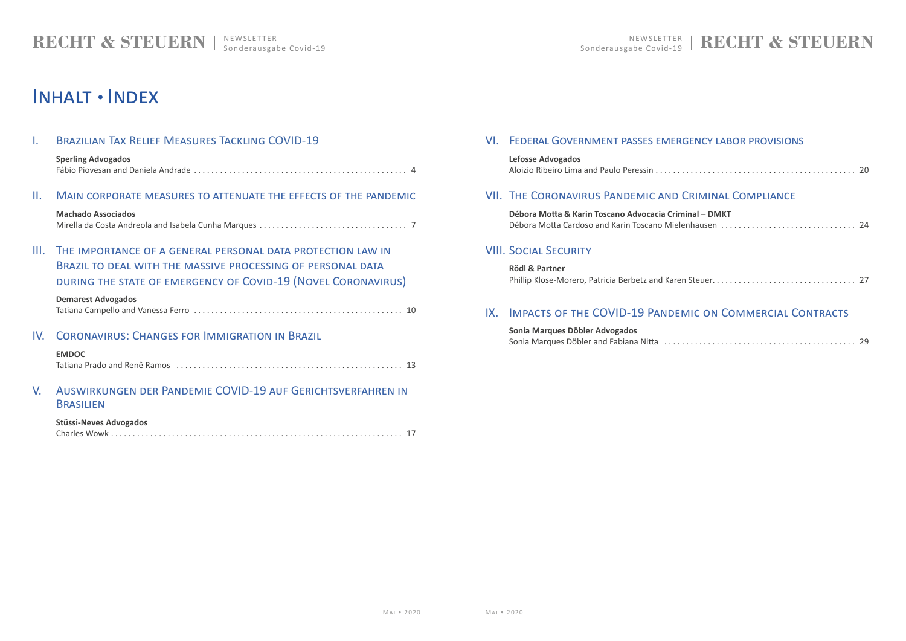# Inhalt • Index

## I. Brazilian Tax Relief Measures Tackling COVID-19

**Sperling Advogados**
Fábio Piovesan and Daniela Andrade . . . . . . . . . . 4

## II. Main corporate measures to attenuate the effects of the pandemic

**Machado Associados**
Mirella da Costa Andreola and Isabela Cunha Marques . . . . . . . . . . 7

## III. The importance of a general personal data protection law in Brazil to deal with the massive processing of personal data during the state of emergency of Covid-19 (Novel Coronavirus)

**Demarest Advogados**
Tatiana Campello and Vanessa Ferro . . . . . . . . . . 10

## IV. Coronavirus: Changes for Immigration in Brazil

**EMDOC**
Tatiana Prado and Renê Ramos . . . . . . . . . . 13

## V. Auswirkungen der Pandemie COVID-19 auf Gerichtsverfahren in Brasilien

**Stüssi-Neves Advogados**
Charles Wowk . . . . . . . . . . 17

## VI. Federal Government passes emergency labor provisions

**Lefosse Advogados**
Aloizio Ribeiro Lima and Paulo Peressin . . . . . . . . . . 20

## VII. The Coronavirus Pandemic and Criminal Compliance

**Débora Motta & Karin Toscano Advocacia Criminal – DMKT**
Débora Motta Cardoso and Karin Toscano Mielenhausen . . . . . . . . . . 24

## VIII. Social Security

**Rödl & Partner**
Phillip Klose-Morero, Patricia Berbetz and Karen Steuer. . . . . . . . . . 27

## IX. Impacts of the COVID-19 Pandemic on Commercial Contracts

**Sonia Marques Döbler Advogados**
Sonia Marques Döbler and Fabiana Nitta . . . . . . . . . . 29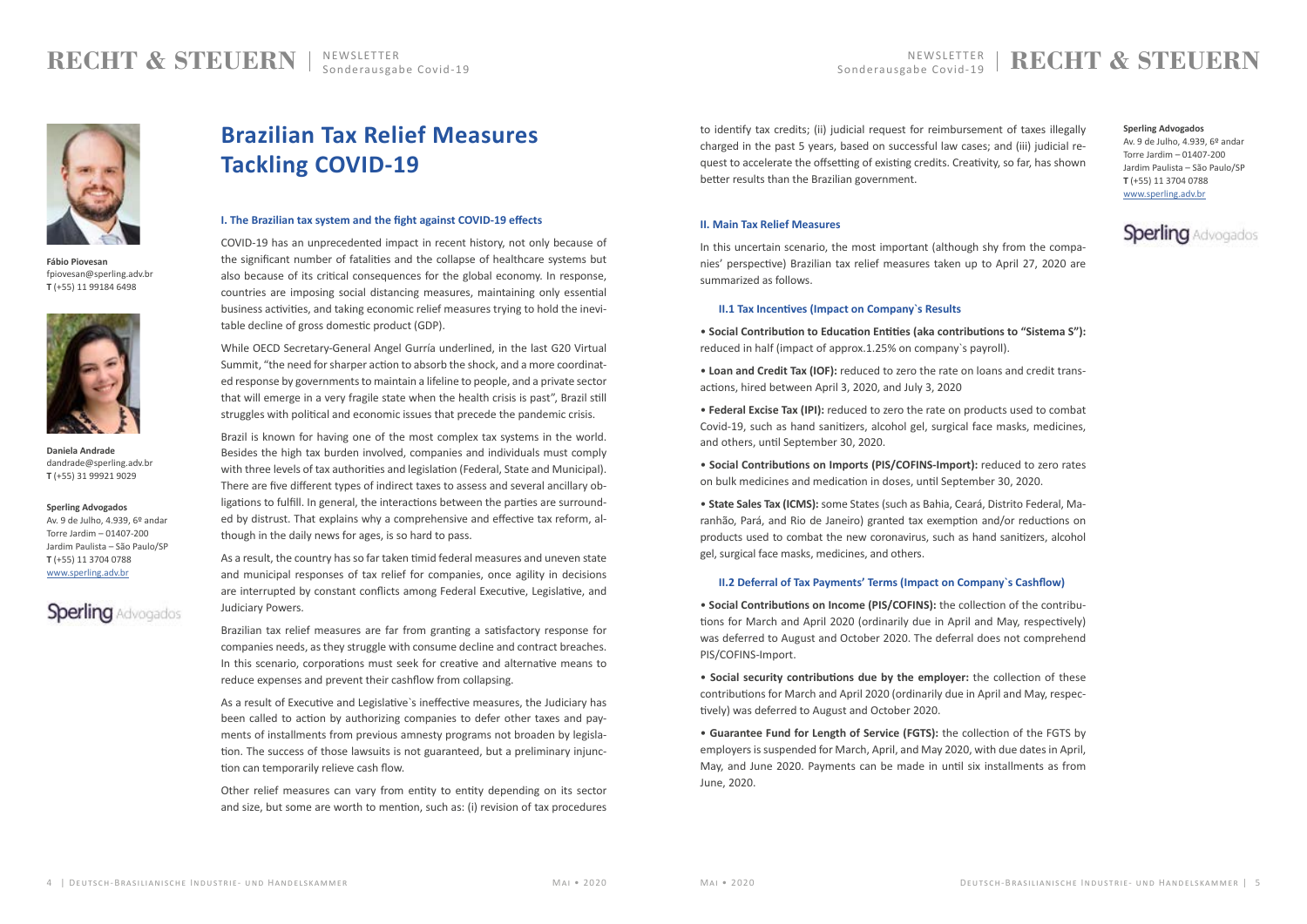# Brazilian Tax Relief Measures Tackling COVID-19

**Fábio Piovesan**
fpiovesan@sperling.adv.br
**T** (+55) 11 99184 6498

**Daniela Andrade**
dandrade@sperling.adv.br
**T** (+55) 31 99921 9029

**Sperling Advogados**
Av. 9 de Julho, 4.939, 6º andar
Torre Jardim – 01407-200
Jardim Paulista – São Paulo/SP
**T** (+55) 11 3704 0788
www.sperling.adv.br

Sperling Advogados

#### I. The Brazilian tax system and the fight against COVID-19 effects

COVID-19 has an unprecedented impact in recent history, not only because of the significant number of fatalities and the collapse of healthcare systems but also because of its critical consequences for the global economy. In response, countries are imposing social distancing measures, maintaining only essential business activities, and taking economic relief measures trying to hold the inevitable decline of gross domestic product (GDP).

While OECD Secretary-General Angel Gurría underlined, in the last G20 Virtual Summit, "the need for sharper action to absorb the shock, and a more coordinated response by governments to maintain a lifeline to people, and a private sector that will emerge in a very fragile state when the health crisis is past", Brazil still struggles with political and economic issues that precede the pandemic crisis.

Brazil is known for having one of the most complex tax systems in the world. Besides the high tax burden involved, companies and individuals must comply with three levels of tax authorities and legislation (Federal, State and Municipal). There are five different types of indirect taxes to assess and several ancillary obligations to fulfill. In general, the interactions between the parties are surrounded by distrust. That explains why a comprehensive and effective tax reform, although in the daily news for ages, is so hard to pass.

As a result, the country has so far taken timid federal measures and uneven state and municipal responses of tax relief for companies, once agility in decisions are interrupted by constant conflicts among Federal Executive, Legislative, and Judiciary Powers.

Brazilian tax relief measures are far from granting a satisfactory response for companies needs, as they struggle with consume decline and contract breaches. In this scenario, corporations must seek for creative and alternative means to reduce expenses and prevent their cashflow from collapsing.

As a result of Executive and Legislative`s ineffective measures, the Judiciary has been called to action by authorizing companies to defer other taxes and payments of installments from previous amnesty programs not broaden by legislation. The success of those lawsuits is not guaranteed, but a preliminary injunction can temporarily relieve cash flow.

Other relief measures can vary from entity to entity depending on its sector and size, but some are worth to mention, such as: (i) revision of tax procedures to identify tax credits; (ii) judicial request for reimbursement of taxes illegally charged in the past 5 years, based on successful law cases; and (iii) judicial request to accelerate the offsetting of existing credits. Creativity, so far, has shown better results than the Brazilian government.

#### II. Main Tax Relief Measures

In this uncertain scenario, the most important (although shy from the companies' perspective) Brazilian tax relief measures taken up to April 27, 2020 are summarized as follows.

##### II.1 Tax Incentives (Impact on Company`s Results)

- **Social Contribution to Education Entities (aka contributions to "Sistema S"):** reduced in half (impact of approx.1.25% on company`s payroll).
- **Loan and Credit Tax (IOF):** reduced to zero the rate on loans and credit transactions, hired between April 3, 2020, and July 3, 2020
- **Federal Excise Tax (IPI):** reduced to zero the rate on products used to combat Covid-19, such as hand sanitizers, alcohol gel, surgical face masks, medicines, and others, until September 30, 2020.
- **Social Contributions on Imports (PIS/COFINS-Import):** reduced to zero rates on bulk medicines and medication in doses, until September 30, 2020.
- **State Sales Tax (ICMS):** some States (such as Bahia, Ceará, Distrito Federal, Maranhão, Pará, and Rio de Janeiro) granted tax exemption and/or reductions on products used to combat the new coronavirus, such as hand sanitizers, alcohol gel, surgical face masks, medicines, and others.

##### II.2 Deferral of Tax Payments' Terms (Impact on Company`s Cashflow)

- **Social Contributions on Income (PIS/COFINS):** the collection of the contributions for March and April 2020 (ordinarily due in April and May, respectively) was deferred to August and October 2020. The deferral does not comprehend PIS/COFINS-Import.
- **Social security contributions due by the employer:** the collection of these contributions for March and April 2020 (ordinarily due in April and May, respectively) was deferred to August and October 2020.
- **Guarantee Fund for Length of Service (FGTS):** the collection of the FGTS by employers is suspended for March, April, and May 2020, with due dates in April, May, and June 2020. Payments can be made in until six installments as from June, 2020.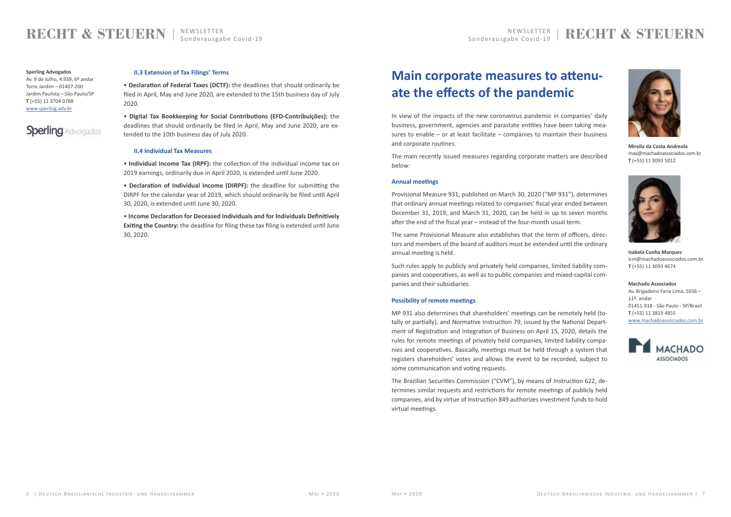**Sperling Advogados**
Av. 9 de Julho, 4.939, 6º andar
Torre Jardim – 01407-200
Jardim Paulista – São Paulo/SP
**T** (+55) 11 3704 0788
www.sperling.adv.br

### II.3 Extension of Tax Filings' Terms

• **Declaration of Federal Taxes (DCTF):** the deadlines that should ordinarily be filed in April, May and June 2020, are extended to the 15th business day of July 2020.

• **Digital Tax Bookkeeping for Social Contributions (EFD-Contribuições):** the deadlines that should ordinarily be filed in April, May and June 2020, are extended to the 10th business day of July 2020.

### II.4 Individual Tax Measures

• **Individual Income Tax (IRPF):** the collection of the individual income tax on 2019 earnings, ordinarily due in April 2020, is extended until June 2020.

• **Declaration of Individual Income (DIRPF):** the deadline for submitting the DIRPF for the calendar year of 2019, which should ordinarily be filed until April 30, 2020, is extended until June 30, 2020.

• **Income Declaration for Deceased Individuals and for Individuals Definitively Exiting the Country:** the deadline for filing these tax filing is extended until June 30, 2020.

# Main corporate measures to attenuate the effects of the pandemic

In view of the impacts of the new coronavirus pandemic in companies' daily business, government, agencies and parastate entities have been taking measures to enable – or at least facilitate – companies to maintain their business and corporate routines.

The main recently issued measures regarding corporate matters are described below:

### Annual meetings

Provisional Measure 931, published on March 30, 2020 ("MP 931"), determines that ordinary annual meetings related to companies' fiscal year ended between December 31, 2019, and March 31, 2020, can be held in up to seven months after the end of the fiscal year – instead of the four-month usual term.

The same Provisional Measure also establishes that the term of officers, directors and members of the board of auditors must be extended until the ordinary annual meeting is held.

Such rules apply to publicly and privately held companies, limited liability companies and cooperatives, as well as to public companies and mixed-capital companies and their subsidiaries.

### Possibility of remote meetings

MP 931 also determines that shareholders' meetings can be remotely held (totally or partially), and Normative Instruction 79, issued by the National Department of Registration and Integration of Business on April 15, 2020, details the rules for remote meetings of privately held companies, limited liability companies and cooperatives. Basically, meetings must be held through a system that registers shareholders' votes and allows the event to be recorded, subject to some communication and voting requests.

The Brazilian Securities Commission ("CVM"), by means of Instruction 622, determines similar requests and restrictions for remote meetings of publicly held companies, and by virtue of Instruction 849 authorizes investment funds to hold virtual meetings.

**Mirella da Costa Andreola**
maa@machadoassociados.com.br
**T** (+55) 11 3093 5012

**Isabela Cunha Marques**
icm@machadoassociados.com.br
**T** (+55) 11 3093 4674

**Machado Associados**
Av. Brigadeiro Faria Lima, 1656 – 11º. andar
01451-918 - São Paulo - SP/Brasil
**T** (+55) 11 3819 4855
www.machadoassociados.com.br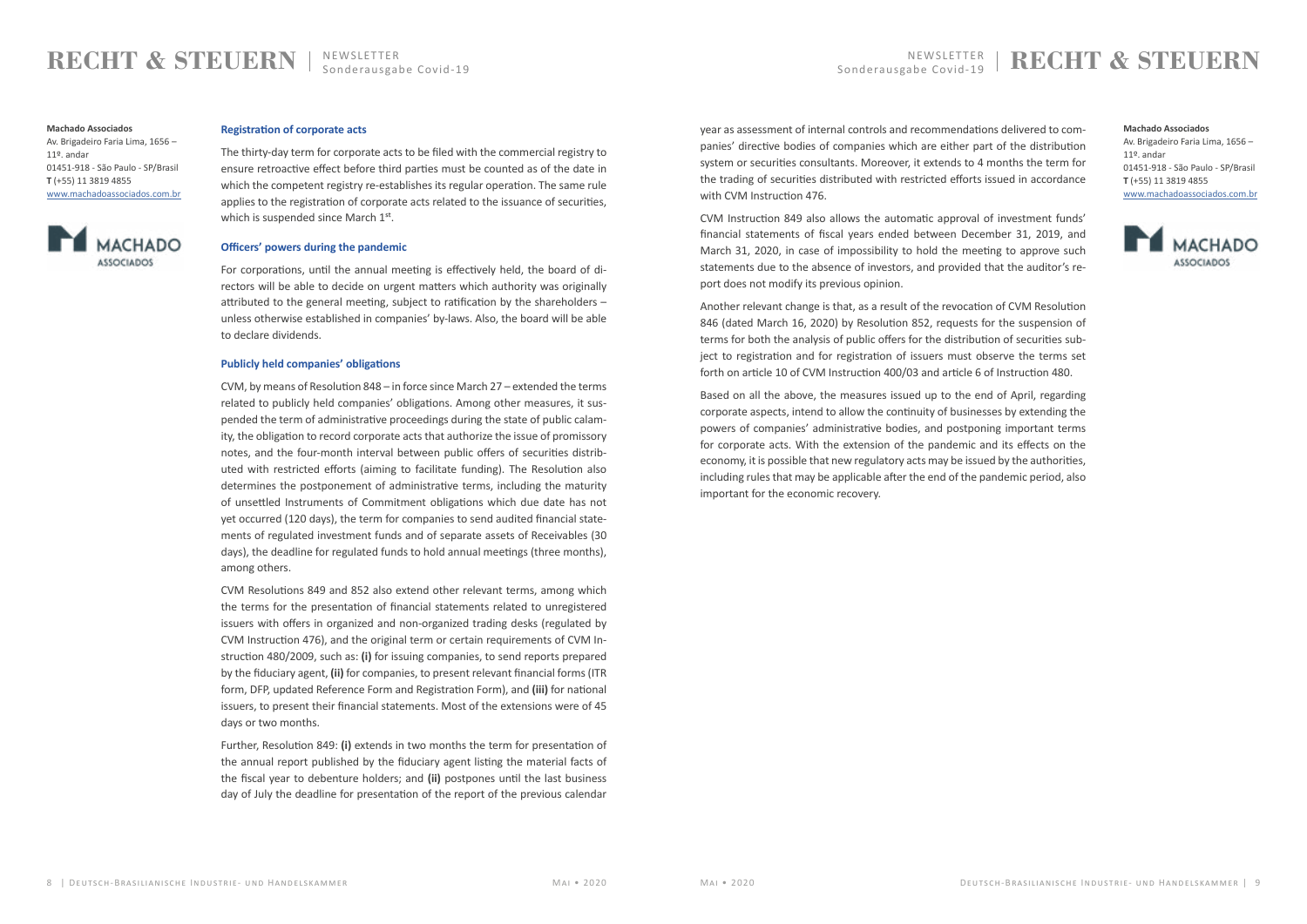**Machado Associados**
Av. Brigadeiro Faria Lima, 1656 – 11º. andar
01451-918 - São Paulo - SP/Brasil
**T** (+55) 11 3819 4855
www.machadoassociados.com.br

### Registration of corporate acts

The thirty-day term for corporate acts to be filed with the commercial registry to ensure retroactive effect before third parties must be counted as of the date in which the competent registry re-establishes its regular operation. The same rule applies to the registration of corporate acts related to the issuance of securities, which is suspended since March 1st.

### Officers' powers during the pandemic

For corporations, until the annual meeting is effectively held, the board of directors will be able to decide on urgent matters which authority was originally attributed to the general meeting, subject to ratification by the shareholders – unless otherwise established in companies' by-laws. Also, the board will be able to declare dividends.

### Publicly held companies' obligations

CVM, by means of Resolution 848 – in force since March 27 – extended the terms related to publicly held companies' obligations. Among other measures, it suspended the term of administrative proceedings during the state of public calamity, the obligation to record corporate acts that authorize the issue of promissory notes, and the four-month interval between public offers of securities distributed with restricted efforts (aiming to facilitate funding). The Resolution also determines the postponement of administrative terms, including the maturity of unsettled Instruments of Commitment obligations which due date has not yet occurred (120 days), the term for companies to send audited financial statements of regulated investment funds and of separate assets of Receivables (30 days), the deadline for regulated funds to hold annual meetings (three months), among others.

CVM Resolutions 849 and 852 also extend other relevant terms, among which the terms for the presentation of financial statements related to unregistered issuers with offers in organized and non-organized trading desks (regulated by CVM Instruction 476), and the original term or certain requirements of CVM Instruction 480/2009, such as: **(i)** for issuing companies, to send reports prepared by the fiduciary agent, **(ii)** for companies, to present relevant financial forms (ITR form, DFP, updated Reference Form and Registration Form), and **(iii)** for national issuers, to present their financial statements. Most of the extensions were of 45 days or two months.

Further, Resolution 849: **(i)** extends in two months the term for presentation of the annual report published by the fiduciary agent listing the material facts of the fiscal year to debenture holders; and **(ii)** postpones until the last business day of July the deadline for presentation of the report of the previous calendar year as assessment of internal controls and recommendations delivered to companies' directive bodies of companies which are either part of the distribution system or securities consultants. Moreover, it extends to 4 months the term for the trading of securities distributed with restricted efforts issued in accordance with CVM Instruction 476.

CVM Instruction 849 also allows the automatic approval of investment funds' financial statements of fiscal years ended between December 31, 2019, and March 31, 2020, in case of impossibility to hold the meeting to approve such statements due to the absence of investors, and provided that the auditor's report does not modify its previous opinion.

Another relevant change is that, as a result of the revocation of CVM Resolution 846 (dated March 16, 2020) by Resolution 852, requests for the suspension of terms for both the analysis of public offers for the distribution of securities subject to registration and for registration of issuers must observe the terms set forth on article 10 of CVM Instruction 400/03 and article 6 of Instruction 480.

Based on all the above, the measures issued up to the end of April, regarding corporate aspects, intend to allow the continuity of businesses by extending the powers of companies' administrative bodies, and postponing important terms for corporate acts. With the extension of the pandemic and its effects on the economy, it is possible that new regulatory acts may be issued by the authorities, including rules that may be applicable after the end of the pandemic period, also important for the economic recovery.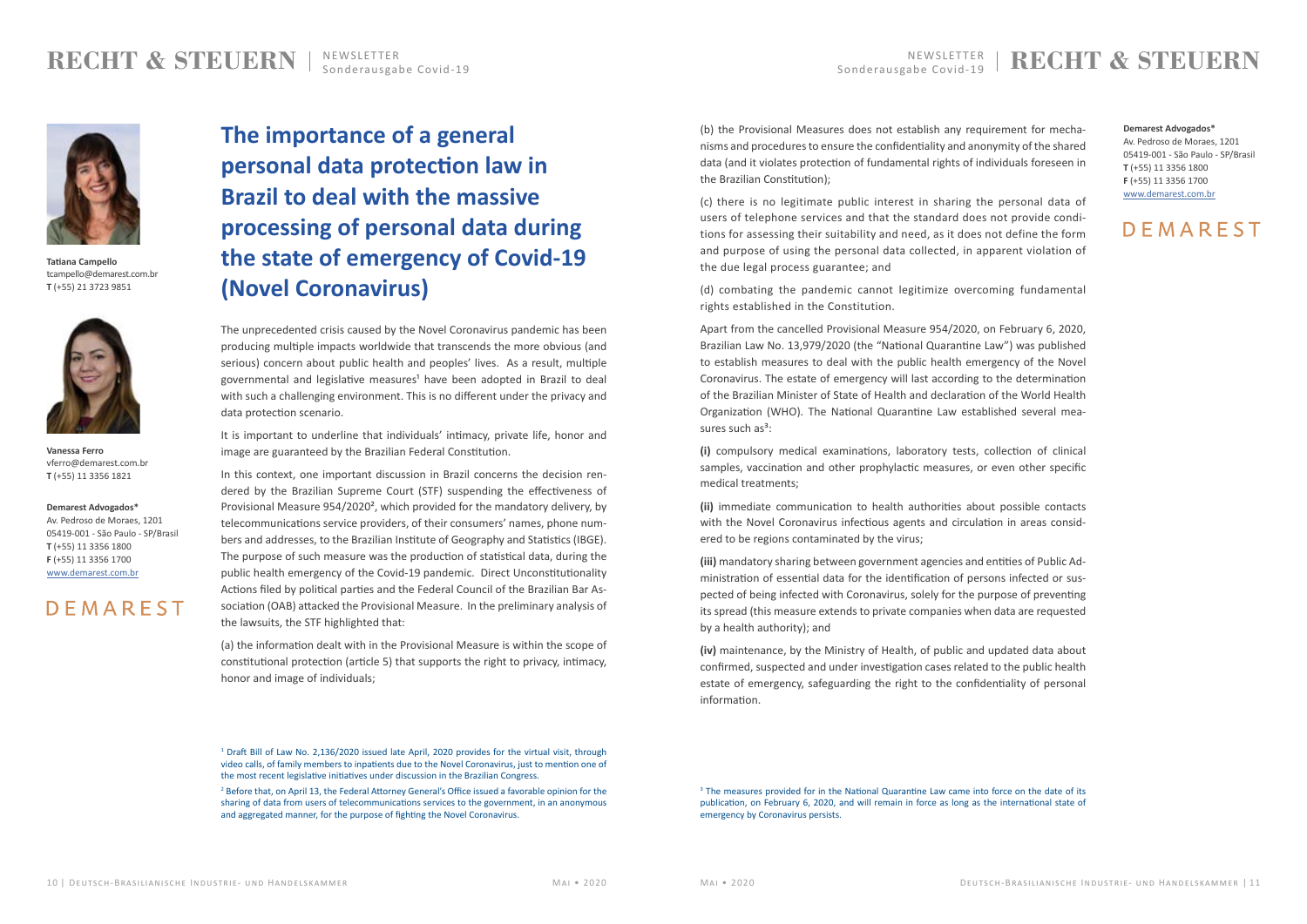**Tatiana Campello**
tcampello@demarest.com.br
**T** (+55) 21 3723 9851

**Vanessa Ferro**
vferro@demarest.com.br
**T** (+55) 11 3356 1821

**Demarest Advogados***
Av. Pedroso de Moraes, 1201
05419-001 - São Paulo - SP/Brasil
**T** (+55) 11 3356 1800
**F** (+55) 11 3356 1700
www.demarest.com.br

DEMAREST

# The importance of a general personal data protection law in Brazil to deal with the massive processing of personal data during the state of emergency of Covid-19 (Novel Coronavirus)

The unprecedented crisis caused by the Novel Coronavirus pandemic has been producing multiple impacts worldwide that transcends the more obvious (and serious) concern about public health and peoples' lives. As a result, multiple governmental and legislative measures[1] have been adopted in Brazil to deal with such a challenging environment. This is no different under the privacy and data protection scenario.

It is important to underline that individuals' intimacy, private life, honor and image are guaranteed by the Brazilian Federal Constitution.

In this context, one important discussion in Brazil concerns the decision rendered by the Brazilian Supreme Court (STF) suspending the effectiveness of Provisional Measure 954/2020[2], which provided for the mandatory delivery, by telecommunications service providers, of their consumers' names, phone numbers and addresses, to the Brazilian Institute of Geography and Statistics (IBGE). The purpose of such measure was the production of statistical data, during the public health emergency of the Covid-19 pandemic. Direct Unconstitutionality Actions filed by political parties and the Federal Council of the Brazilian Bar Association (OAB) attacked the Provisional Measure. In the preliminary analysis of the lawsuits, the STF highlighted that:

(a) the information dealt with in the Provisional Measure is within the scope of constitutional protection (article 5) that supports the right to privacy, intimacy, honor and image of individuals;

(b) the Provisional Measures does not establish any requirement for mechanisms and procedures to ensure the confidentiality and anonymity of the shared data (and it violates protection of fundamental rights of individuals foreseen in the Brazilian Constitution);

(c) there is no legitimate public interest in sharing the personal data of users of telephone services and that the standard does not provide conditions for assessing their suitability and need, as it does not define the form and purpose of using the personal data collected, in apparent violation of the due legal process guarantee; and

(d) combating the pandemic cannot legitimize overcoming fundamental rights established in the Constitution.

Apart from the cancelled Provisional Measure 954/2020, on February 6, 2020, Brazilian Law No. 13,979/2020 (the "National Quarantine Law") was published to establish measures to deal with the public health emergency of the Novel Coronavirus. The estate of emergency will last according to the determination of the Brazilian Minister of State of Health and declaration of the World Health Organization (WHO). The National Quarantine Law established several measures such as[3]:

**(i)** compulsory medical examinations, laboratory tests, collection of clinical samples, vaccination and other prophylactic measures, or even other specific medical treatments;

**(ii)** immediate communication to health authorities about possible contacts with the Novel Coronavirus infectious agents and circulation in areas considered to be regions contaminated by the virus;

**(iii)** mandatory sharing between government agencies and entities of Public Administration of essential data for the identification of persons infected or suspected of being infected with Coronavirus, solely for the purpose of preventing its spread (this measure extends to private companies when data are requested by a health authority); and

**(iv)** maintenance, by the Ministry of Health, of public and updated data about confirmed, suspected and under investigation cases related to the public health estate of emergency, safeguarding the right to the confidentiality of personal information.

[1] Draft Bill of Law No. 2,136/2020 issued late April, 2020 provides for the virtual visit, through video calls, of family members to inpatients due to the Novel Coronavirus, just to mention one of the most recent legislative initiatives under discussion in the Brazilian Congress.

[2] Before that, on April 13, the Federal Attorney General's Office issued a favorable opinion for the sharing of data from users of telecommunications services to the government, in an anonymous and aggregated manner, for the purpose of fighting the Novel Coronavirus.

[3] The measures provided for in the National Quarantine Law came into force on the date of its publication, on February 6, 2020, and will remain in force as long as the international state of emergency by Coronavirus persists.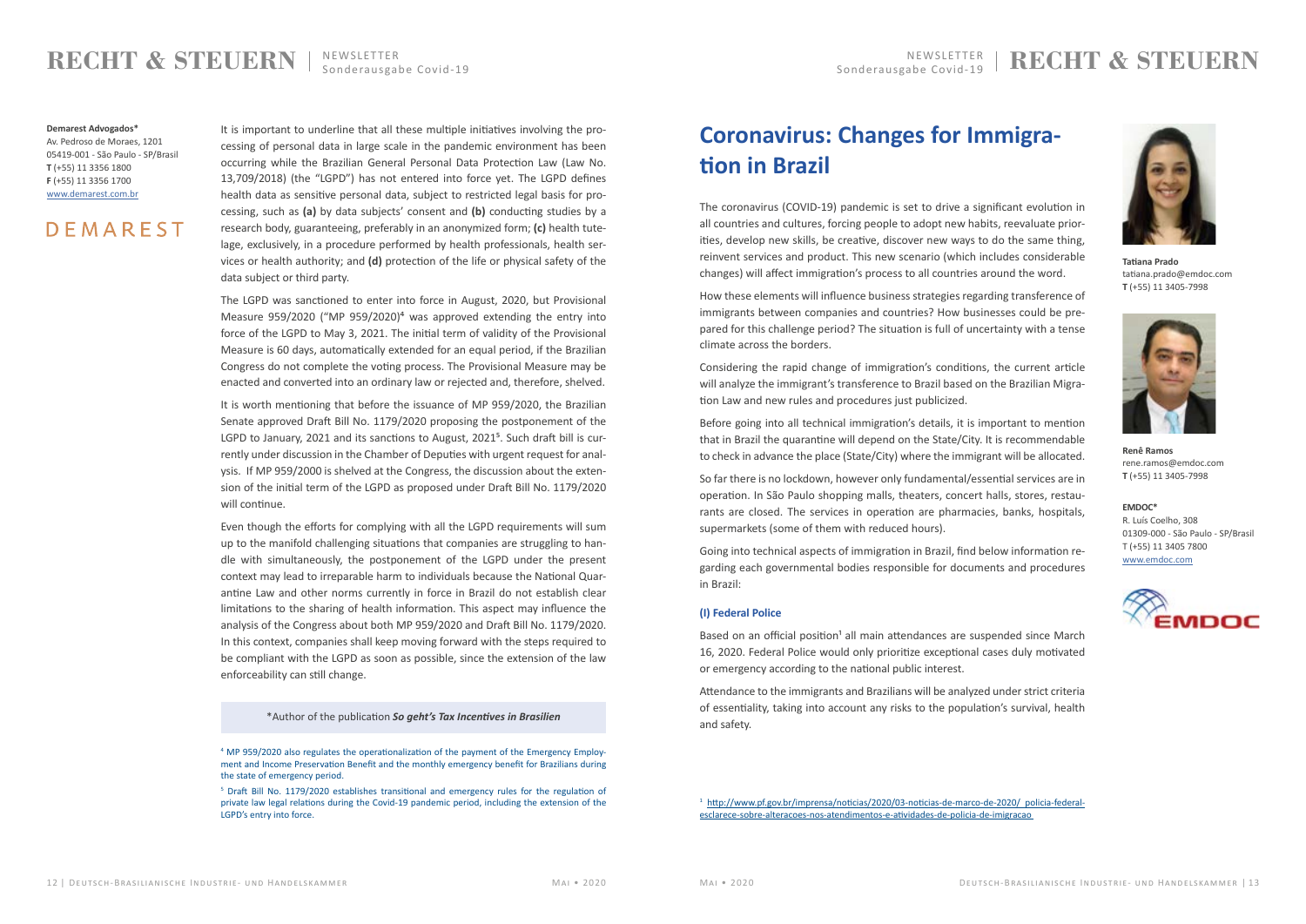**Demarest Advogados***
Av. Pedroso de Moraes, 1201
05419-001 - São Paulo - SP/Brasil
**T** (+55) 11 3356 1800
**F** (+55) 11 3356 1700
www.demarest.com.br

DEMAREST

It is important to underline that all these multiple initiatives involving the processing of personal data in large scale in the pandemic environment has been occurring while the Brazilian General Personal Data Protection Law (Law No. 13,709/2018) (the "LGPD") has not entered into force yet. The LGPD defines health data as sensitive personal data, subject to restricted legal basis for processing, such as **(a)** by data subjects' consent and **(b)** conducting studies by a research body, guaranteeing, preferably in an anonymized form; **(c)** health tutelage, exclusively, in a procedure performed by health professionals, health services or health authority; and **(d)** protection of the life or physical safety of the data subject or third party.

The LGPD was sanctioned to enter into force in August, 2020, but Provisional Measure 959/2020 ("MP 959/2020)[4] was approved extending the entry into force of the LGPD to May 3, 2021. The initial term of validity of the Provisional Measure is 60 days, automatically extended for an equal period, if the Brazilian Congress do not complete the voting process. The Provisional Measure may be enacted and converted into an ordinary law or rejected and, therefore, shelved.

It is worth mentioning that before the issuance of MP 959/2020, the Brazilian Senate approved Draft Bill No. 1179/2020 proposing the postponement of the LGPD to January, 2021 and its sanctions to August, 2021[5]. Such draft bill is currently under discussion in the Chamber of Deputies with urgent request for analysis. If MP 959/2000 is shelved at the Congress, the discussion about the extension of the initial term of the LGPD as proposed under Draft Bill No. 1179/2020 will continue.

Even though the efforts for complying with all the LGPD requirements will sum up to the manifold challenging situations that companies are struggling to handle with simultaneously, the postponement of the LGPD under the present context may lead to irreparable harm to individuals because the National Quarantine Law and other norms currently in force in Brazil do not establish clear limitations to the sharing of health information. This aspect may influence the analysis of the Congress about both MP 959/2020 and Draft Bill No. 1179/2020. In this context, companies shall keep moving forward with the steps required to be compliant with the LGPD as soon as possible, since the extension of the law enforceability can still change.

*Author of the publication ***So geht's Tax Incentives in Brasilien***

[4] MP 959/2020 also regulates the operationalization of the payment of the Emergency Employment and Income Preservation Benefit and the monthly emergency benefit for Brazilians during the state of emergency period.

[5] Draft Bill No. 1179/2020 establishes transitional and emergency rules for the regulation of private law legal relations during the Covid-19 pandemic period, including the extension of the LGPD's entry into force.

# Coronavirus: Changes for Immigration in Brazil

**Tatiana Prado**
tatiana.prado@emdoc.com
**T** (+55) 11 3405-7998

**Renê Ramos**
rene.ramos@emdoc.com
**T** (+55) 11 3405-7998

**EMDOC***
R. Luís Coelho, 308
01309-000 - São Paulo - SP/Brasil
T (+55) 11 3405 7800
www.emdoc.com

The coronavirus (COVID-19) pandemic is set to drive a significant evolution in all countries and cultures, forcing people to adopt new habits, reevaluate priorities, develop new skills, be creative, discover new ways to do the same thing, reinvent services and product. This new scenario (which includes considerable changes) will affect immigration's process to all countries around the word.

How these elements will influence business strategies regarding transference of immigrants between companies and countries? How businesses could be prepared for this challenge period? The situation is full of uncertainty with a tense climate across the borders.

Considering the rapid change of immigration's conditions, the current article will analyze the immigrant's transference to Brazil based on the Brazilian Migration Law and new rules and procedures just publicized.

Before going into all technical immigration's details, it is important to mention that in Brazil the quarantine will depend on the State/City. It is recommendable to check in advance the place (State/City) where the immigrant will be allocated.

So far there is no lockdown, however only fundamental/essential services are in operation. In São Paulo shopping malls, theaters, concert halls, stores, restaurants are closed. The services in operation are pharmacies, banks, hospitals, supermarkets (some of them with reduced hours).

Going into technical aspects of immigration in Brazil, find below information regarding each governmental bodies responsible for documents and procedures in Brazil:

### (I) Federal Police

Based on an official position[1] all main attendances are suspended since March 16, 2020. Federal Police would only prioritize exceptional cases duly motivated or emergency according to the national public interest.

Attendance to the immigrants and Brazilians will be analyzed under strict criteria of essentiality, taking into account any risks to the population's survival, health and safety.

[1] http://www.pf.gov.br/imprensa/noticias/2020/03-noticias-de-marco-de-2020/ policia-federal-esclarece-sobre-alteracoes-nos-atendimentos-e-atividades-de-policia-de-imigracao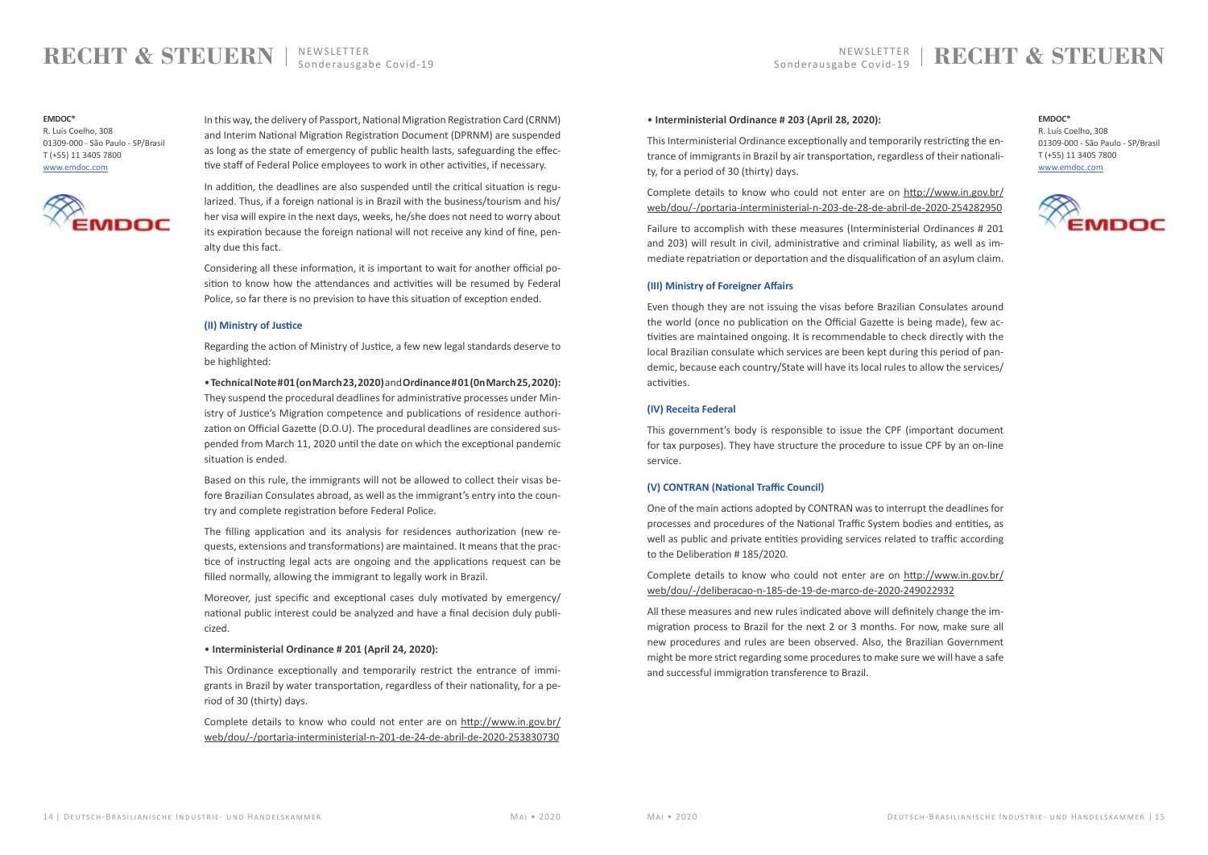**EMDOC***
R. Luís Coelho, 308
01309-000 - São Paulo - SP/Brasil
T (+55) 11 3405 7800
www.emdoc.com

In this way, the delivery of Passport, National Migration Registration Card (CRNM) and Interim National Migration Registration Document (DPRNM) are suspended as long as the state of emergency of public health lasts, safeguarding the effective staff of Federal Police employees to work in other activities, if necessary.

In addition, the deadlines are also suspended until the critical situation is regularized. Thus, if a foreign national is in Brazil with the business/tourism and his/her visa will expire in the next days, weeks, he/she does not need to worry about its expiration because the foreign national will not receive any kind of fine, penalty due this fact.

Considering all these information, it is important to wait for another official position to know how the attendances and activities will be resumed by Federal Police, so far there is no prevision to have this situation of exception ended.

### (II) Ministry of Justice

Regarding the action of Ministry of Justice, a few new legal standards deserve to be highlighted:

• **Technical Note # 01 (on March 23, 2020)** and **Ordinance # 01 (0n March 25, 2020):** They suspend the procedural deadlines for administrative processes under Ministry of Justice's Migration competence and publications of residence authorization on Official Gazette (D.O.U). The procedural deadlines are considered suspended from March 11, 2020 until the date on which the exceptional pandemic situation is ended.

Based on this rule, the immigrants will not be allowed to collect their visas before Brazilian Consulates abroad, as well as the immigrant's entry into the country and complete registration before Federal Police.

The filling application and its analysis for residences authorization (new requests, extensions and transformations) are maintained. It means that the practice of instructing legal acts are ongoing and the applications request can be filled normally, allowing the immigrant to legally work in Brazil.

Moreover, just specific and exceptional cases duly motivated by emergency/national public interest could be analyzed and have a final decision duly publicized.

• **Interministerial Ordinance # 201 (April 24, 2020):**

This Ordinance exceptionally and temporarily restrict the entrance of immigrants in Brazil by water transportation, regardless of their nationality, for a period of 30 (thirty) days.

Complete details to know who could not enter are on http://www.in.gov.br/web/dou/-/portaria-interministerial-n-201-de-24-de-abril-de-2020-253830730

• **Interministerial Ordinance # 203 (April 28, 2020):**

This Interministerial Ordinance exceptionally and temporarily restricting the entrance of immigrants in Brazil by air transportation, regardless of their nationality, for a period of 30 (thirty) days.

Complete details to know who could not enter are on http://www.in.gov.br/web/dou/-/portaria-interministerial-n-203-de-28-de-abril-de-2020-254282950

Failure to accomplish with these measures (Interministerial Ordinances # 201 and 203) will result in civil, administrative and criminal liability, as well as immediate repatriation or deportation and the disqualification of an asylum claim.

### (III) Ministry of Foreigner Affairs

Even though they are not issuing the visas before Brazilian Consulates around the world (once no publication on the Official Gazette is being made), few activities are maintained ongoing. It is recommendable to check directly with the local Brazilian consulate which services are been kept during this period of pandemic, because each country/State will have its local rules to allow the services/activities.

### (IV) Receita Federal

This government's body is responsible to issue the CPF (important document for tax purposes). They have structure the procedure to issue CPF by an on-line service.

### (V) CONTRAN (National Traffic Council)

One of the main actions adopted by CONTRAN was to interrupt the deadlines for processes and procedures of the National Traffic System bodies and entities, as well as public and private entities providing services related to traffic according to the Deliberation # 185/2020.

Complete details to know who could not enter are on http://www.in.gov.br/web/dou/-/deliberacao-n-185-de-19-de-marco-de-2020-249022932

All these measures and new rules indicated above will definitely change the immigration process to Brazil for the next 2 or 3 months. For now, make sure all new procedures and rules are been observed. Also, the Brazilian Government might be more strict regarding some procedures to make sure we will have a safe and successful immigration transference to Brazil.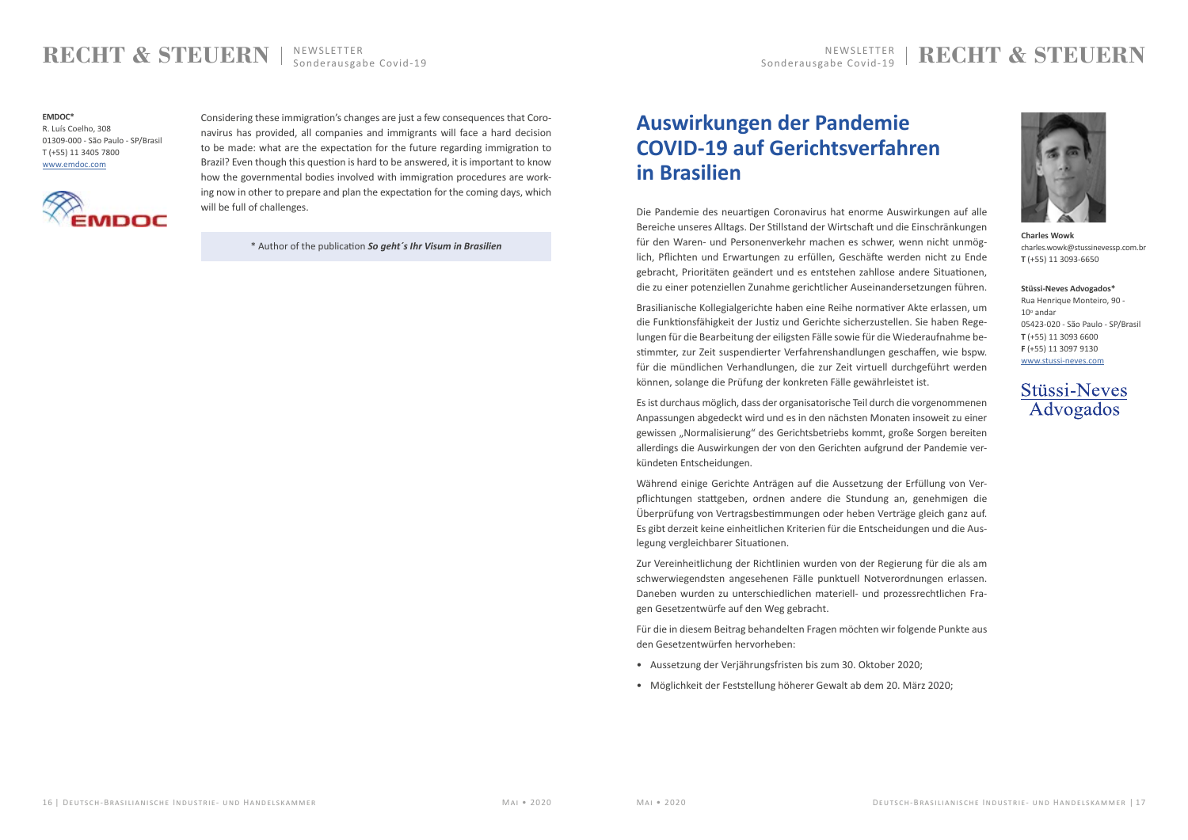**EMDOC***
R. Luís Coelho, 308
01309-000 - São Paulo - SP/Brasil
T (+55) 11 3405 7800
www.emdoc.com

Considering these immigration's changes are just a few consequences that Coronavirus has provided, all companies and immigrants will face a hard decision to be made: what are the expectation for the future regarding immigration to Brazil? Even though this question is hard to be answered, it is important to know how the governmental bodies involved with immigration procedures are working now in other to prepare and plan the expectation for the coming days, which will be full of challenges.

\* Author of the publication ***So geht´s Ihr Visum in Brasilien***

# Auswirkungen der Pandemie COVID-19 auf Gerichtsverfahren in Brasilien

**Charles Wowk**
charles.wowk@stussinevessp.com.br
**T** (+55) 11 3093-6650

**Stüssi-Neves Advogados***
Rua Henrique Monteiro, 90 - 10º andar
05423-020 - São Paulo - SP/Brasil
**T** (+55) 11 3093 6600
**F** (+55) 11 3097 9130
www.stussi-neves.com

Die Pandemie des neuartigen Coronavirus hat enorme Auswirkungen auf alle Bereiche unseres Alltags. Der Stillstand der Wirtschaft und die Einschränkungen für den Waren- und Personenverkehr machen es schwer, wenn nicht unmöglich, Pflichten und Erwartungen zu erfüllen, Geschäfte werden nicht zu Ende gebracht, Prioritäten geändert und es entstehen zahllose andere Situationen, die zu einer potenziellen Zunahme gerichtlicher Auseinandersetzungen führen.

Brasilianische Kollegialgerichte haben eine Reihe normativer Akte erlassen, um die Funktionsfähigkeit der Justiz und Gerichte sicherzustellen. Sie haben Regelungen für die Bearbeitung der eiligsten Fälle sowie für die Wiederaufnahme bestimmter, zur Zeit suspendierter Verfahrenshandlungen geschaffen, wie bspw. für die mündlichen Verhandlungen, die zur Zeit virtuell durchgeführt werden können, solange die Prüfung der konkreten Fälle gewährleistet ist.

Es ist durchaus möglich, dass der organisatorische Teil durch die vorgenommenen Anpassungen abgedeckt wird und es in den nächsten Monaten insoweit zu einer gewissen „Normalisierung" des Gerichtsbetriebs kommt, große Sorgen bereiten allerdings die Auswirkungen der von den Gerichten aufgrund der Pandemie verkündeten Entscheidungen.

Während einige Gerichte Anträgen auf die Aussetzung der Erfüllung von Verpflichtungen stattgeben, ordnen andere die Stundung an, genehmigen die Überprüfung von Vertragsbestimmungen oder heben Verträge gleich ganz auf. Es gibt derzeit keine einheitlichen Kriterien für die Entscheidungen und die Auslegung vergleichbarer Situationen.

Zur Vereinheitlichung der Richtlinien wurden von der Regierung für die als am schwerwiegendsten angesehenen Fälle punktuell Notverordnungen erlassen. Daneben wurden zu unterschiedlichen materiell- und prozessrechtlichen Fragen Gesetzentwürfe auf den Weg gebracht.

Für die in diesem Beitrag behandelten Fragen möchten wir folgende Punkte aus den Gesetzentwürfen hervorheben:

- Aussetzung der Verjährungsfristen bis zum 30. Oktober 2020;
- Möglichkeit der Feststellung höherer Gewalt ab dem 20. März 2020;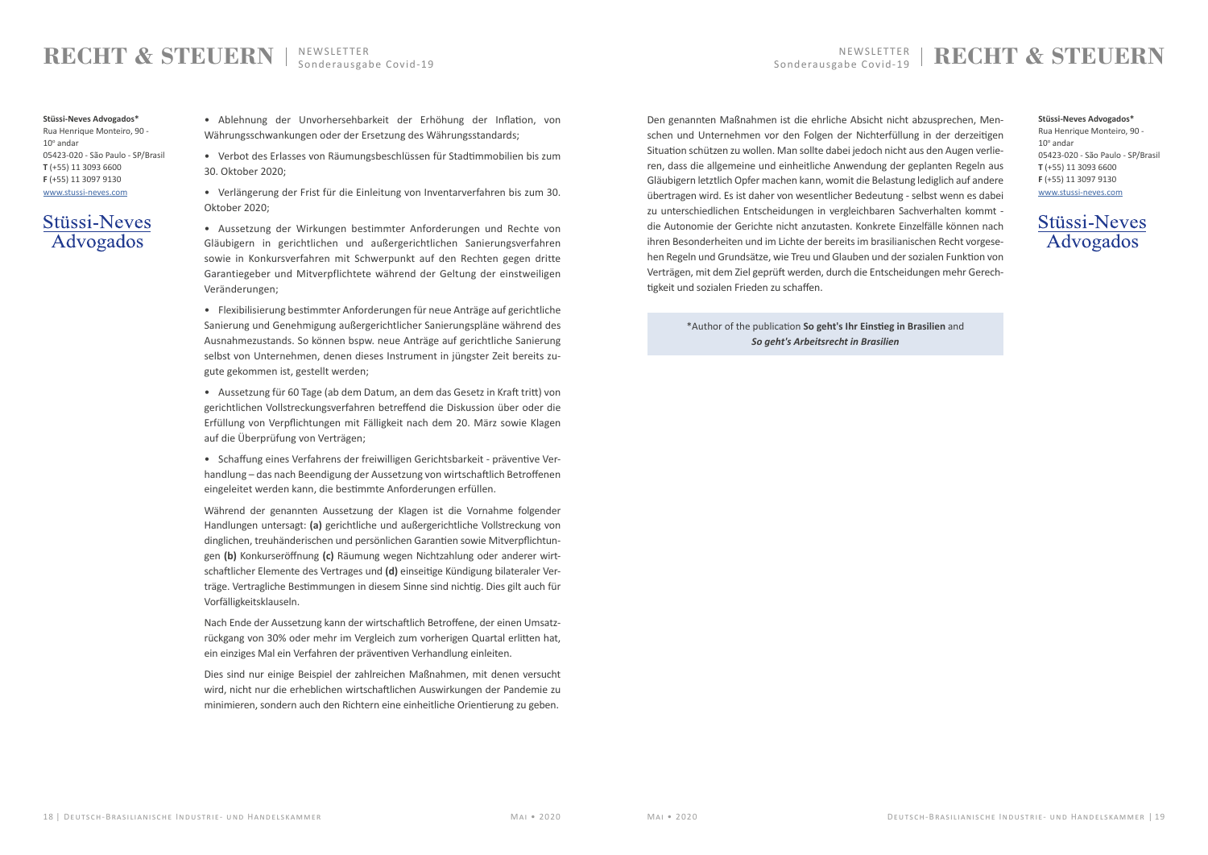**Stüssi-Neves Advogados***
Rua Henrique Monteiro, 90 -
10º andar
05423-020 - São Paulo - SP/Brasil
**T** (+55) 11 3093 6600
**F** (+55) 11 3097 9130
www.stussi-neves.com

Stüssi-Neves Advogados

- Ablehnung der Unvorhersehbarkeit der Erhöhung der Inflation, von Währungsschwankungen oder der Ersetzung des Währungsstandards;
- Verbot des Erlasses von Räumungsbeschlüssen für Stadtimmobilien bis zum 30. Oktober 2020;
- Verlängerung der Frist für die Einleitung von Inventarverfahren bis zum 30. Oktober 2020;
- Aussetzung der Wirkungen bestimmter Anforderungen und Rechte von Gläubigern in gerichtlichen und außergerichtlichen Sanierungsverfahren sowie in Konkursverfahren mit Schwerpunkt auf den Rechten gegen dritte Garantiegeber und Mitverpflichtete während der Geltung der einstweiligen Veränderungen;
- Flexibilisierung bestimmter Anforderungen für neue Anträge auf gerichtliche Sanierung und Genehmigung außergerichtlicher Sanierungspläne während des Ausnahmezustands. So können bspw. neue Anträge auf gerichtliche Sanierung selbst von Unternehmen, denen dieses Instrument in jüngster Zeit bereits zugute gekommen ist, gestellt werden;
- Aussetzung für 60 Tage (ab dem Datum, an dem das Gesetz in Kraft tritt) von gerichtlichen Vollstreckungsverfahren betreffend die Diskussion über oder die Erfüllung von Verpflichtungen mit Fälligkeit nach dem 20. März sowie Klagen auf die Überprüfung von Verträgen;
- Schaffung eines Verfahrens der freiwilligen Gerichtsbarkeit - präventive Verhandlung – das nach Beendigung der Aussetzung von wirtschaftlich Betroffenen eingeleitet werden kann, die bestimmte Anforderungen erfüllen.

Während der genannten Aussetzung der Klagen ist die Vornahme folgender Handlungen untersagt: **(a)** gerichtliche und außergerichtliche Vollstreckung von dinglichen, treuhänderischen und persönlichen Garantien sowie Mitverpflichtungen **(b)** Konkurseröffnung **(c)** Räumung wegen Nichtzahlung oder anderer wirtschaftlicher Elemente des Vertrages und **(d)** einseitige Kündigung bilateraler Verträge. Vertragliche Bestimmungen in diesem Sinne sind nichtig. Dies gilt auch für Vorfälligkeitsklauseln.

Nach Ende der Aussetzung kann der wirtschaftlich Betroffene, der einen Umsatzrückgang von 30% oder mehr im Vergleich zum vorherigen Quartal erlitten hat, ein einziges Mal ein Verfahren der präventiven Verhandlung einleiten.

Dies sind nur einige Beispiel der zahlreichen Maßnahmen, mit denen versucht wird, nicht nur die erheblichen wirtschaftlichen Auswirkungen der Pandemie zu minimieren, sondern auch den Richtern eine einheitliche Orientierung zu geben.

Den genannten Maßnahmen ist die ehrliche Absicht nicht abzusprechen, Menschen und Unternehmen vor den Folgen der Nichterfüllung in der derzeitigen Situation schützen zu wollen. Man sollte dabei jedoch nicht aus den Augen verlieren, dass die allgemeine und einheitliche Anwendung der geplanten Regeln aus Gläubigern letztlich Opfer machen kann, womit die Belastung lediglich auf andere übertragen wird. Es ist daher von wesentlicher Bedeutung - selbst wenn es dabei zu unterschiedlichen Entscheidungen in vergleichbaren Sachverhalten kommt - die Autonomie der Gerichte nicht anzutasten. Konkrete Einzelfälle können nach ihren Besonderheiten und im Lichte der bereits im brasilianischen Recht vorgesehen Regeln und Grundsätze, wie Treu und Glauben und der sozialen Funktion von Verträgen, mit dem Ziel geprüft werden, durch die Entscheidungen mehr Gerechtigkeit und sozialen Frieden zu schaffen.

*Author of the publication **So geht's Ihr Einstieg in Brasilien** and ***So geht's Arbeitsrecht in Brasilien***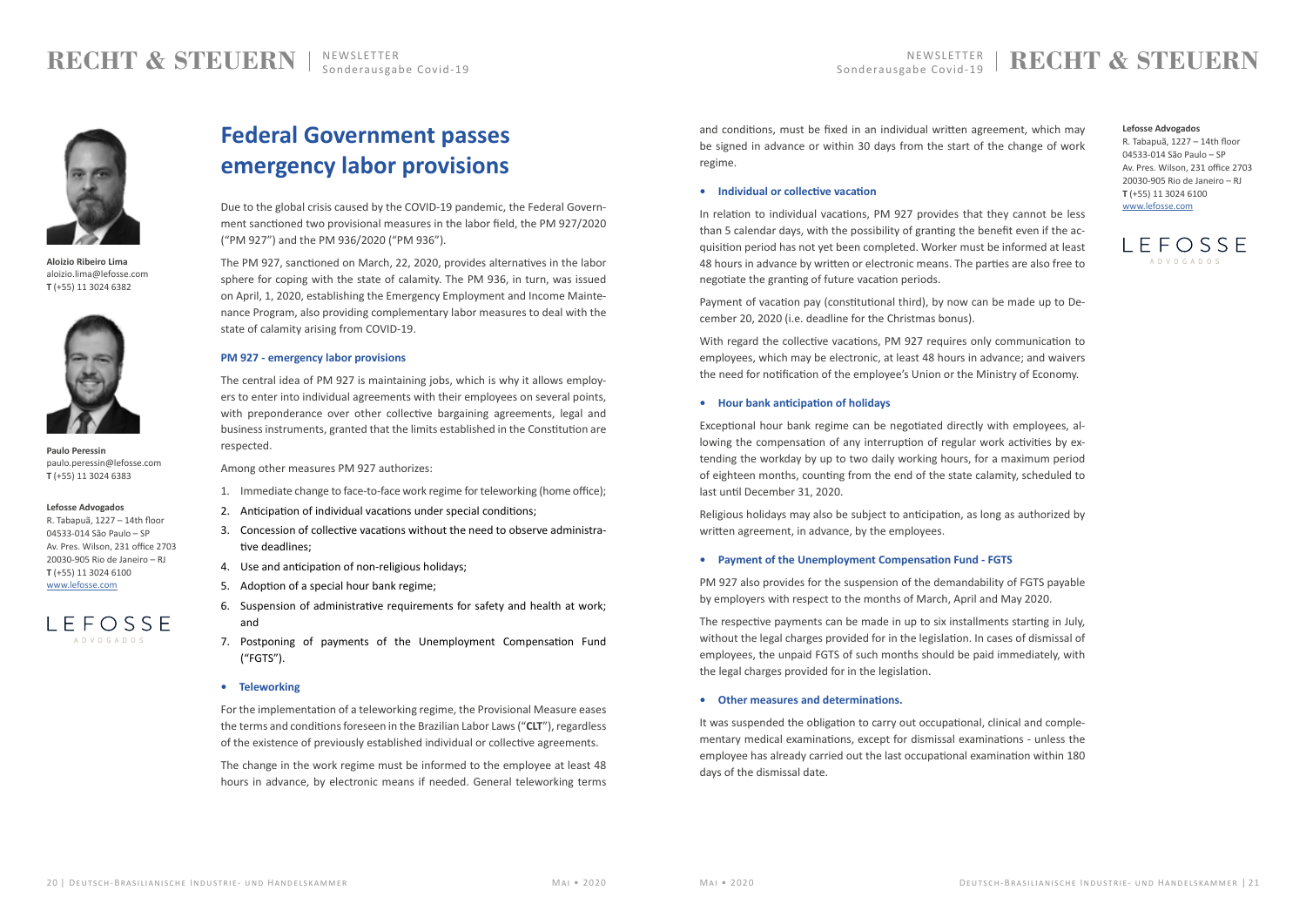Aloizio Ribeiro Lima
aloizio.lima@lefosse.com
**T** (+55) 11 3024 6382

Paulo Peressin
paulo.peressin@lefosse.com
**T** (+55) 11 3024 6383

**Lefosse Advogados**
R. Tabapuã, 1227 – 14th floor
04533-014 São Paulo – SP
Av. Pres. Wilson, 231 office 2703
20030-905 Rio de Janeiro – RJ
**T** (+55) 11 3024 6100
www.lefosse.com

LEFOSSE ADVOGADOS

# Federal Government passes emergency labor provisions

Due to the global crisis caused by the COVID-19 pandemic, the Federal Government sanctioned two provisional measures in the labor field, the PM 927/2020 ("PM 927") and the PM 936/2020 ("PM 936").

The PM 927, sanctioned on March, 22, 2020, provides alternatives in the labor sphere for coping with the state of calamity. The PM 936, in turn, was issued on April, 1, 2020, establishing the Emergency Employment and Income Maintenance Program, also providing complementary labor measures to deal with the state of calamity arising from COVID-19.

### PM 927 - emergency labor provisions

The central idea of PM 927 is maintaining jobs, which is why it allows employers to enter into individual agreements with their employees on several points, with preponderance over other collective bargaining agreements, legal and business instruments, granted that the limits established in the Constitution are respected.

Among other measures PM 927 authorizes:

1. Immediate change to face-to-face work regime for teleworking (home office);
2. Anticipation of individual vacations under special conditions;
3. Concession of collective vacations without the need to observe administrative deadlines;
4. Use and anticipation of non-religious holidays;
5. Adoption of a special hour bank regime;
6. Suspension of administrative requirements for safety and health at work; and
7. Postponing of payments of the Unemployment Compensation Fund ("FGTS").

### • Teleworking

For the implementation of a teleworking regime, the Provisional Measure eases the terms and conditions foreseen in the Brazilian Labor Laws ("**CLT**"), regardless of the existence of previously established individual or collective agreements.

The change in the work regime must be informed to the employee at least 48 hours in advance, by electronic means if needed. General teleworking terms and conditions, must be fixed in an individual written agreement, which may be signed in advance or within 30 days from the start of the change of work regime.

### • Individual or collective vacation

In relation to individual vacations, PM 927 provides that they cannot be less than 5 calendar days, with the possibility of granting the benefit even if the acquisition period has not yet been completed. Worker must be informed at least 48 hours in advance by written or electronic means. The parties are also free to negotiate the granting of future vacation periods.

Payment of vacation pay (constitutional third), by now can be made up to December 20, 2020 (i.e. deadline for the Christmas bonus).

With regard the collective vacations, PM 927 requires only communication to employees, which may be electronic, at least 48 hours in advance; and waivers the need for notification of the employee's Union or the Ministry of Economy.

### • Hour bank anticipation of holidays

Exceptional hour bank regime can be negotiated directly with employees, allowing the compensation of any interruption of regular work activities by extending the workday by up to two daily working hours, for a maximum period of eighteen months, counting from the end of the state calamity, scheduled to last until December 31, 2020.

Religious holidays may also be subject to anticipation, as long as authorized by written agreement, in advance, by the employees.

### • Payment of the Unemployment Compensation Fund - FGTS

PM 927 also provides for the suspension of the demandability of FGTS payable by employers with respect to the months of March, April and May 2020.

The respective payments can be made in up to six installments starting in July, without the legal charges provided for in the legislation. In cases of dismissal of employees, the unpaid FGTS of such months should be paid immediately, with the legal charges provided for in the legislation.

### • Other measures and determinations.

It was suspended the obligation to carry out occupational, clinical and complementary medical examinations, except for dismissal examinations - unless the employee has already carried out the last occupational examination within 180 days of the dismissal date.

**Lefosse Advogados**
R. Tabapuã, 1227 – 14th floor
04533-014 São Paulo – SP
Av. Pres. Wilson, 231 office 2703
20030-905 Rio de Janeiro – RJ
**T** (+55) 11 3024 6100
www.lefosse.com

LEFOSSE ADVOGADOS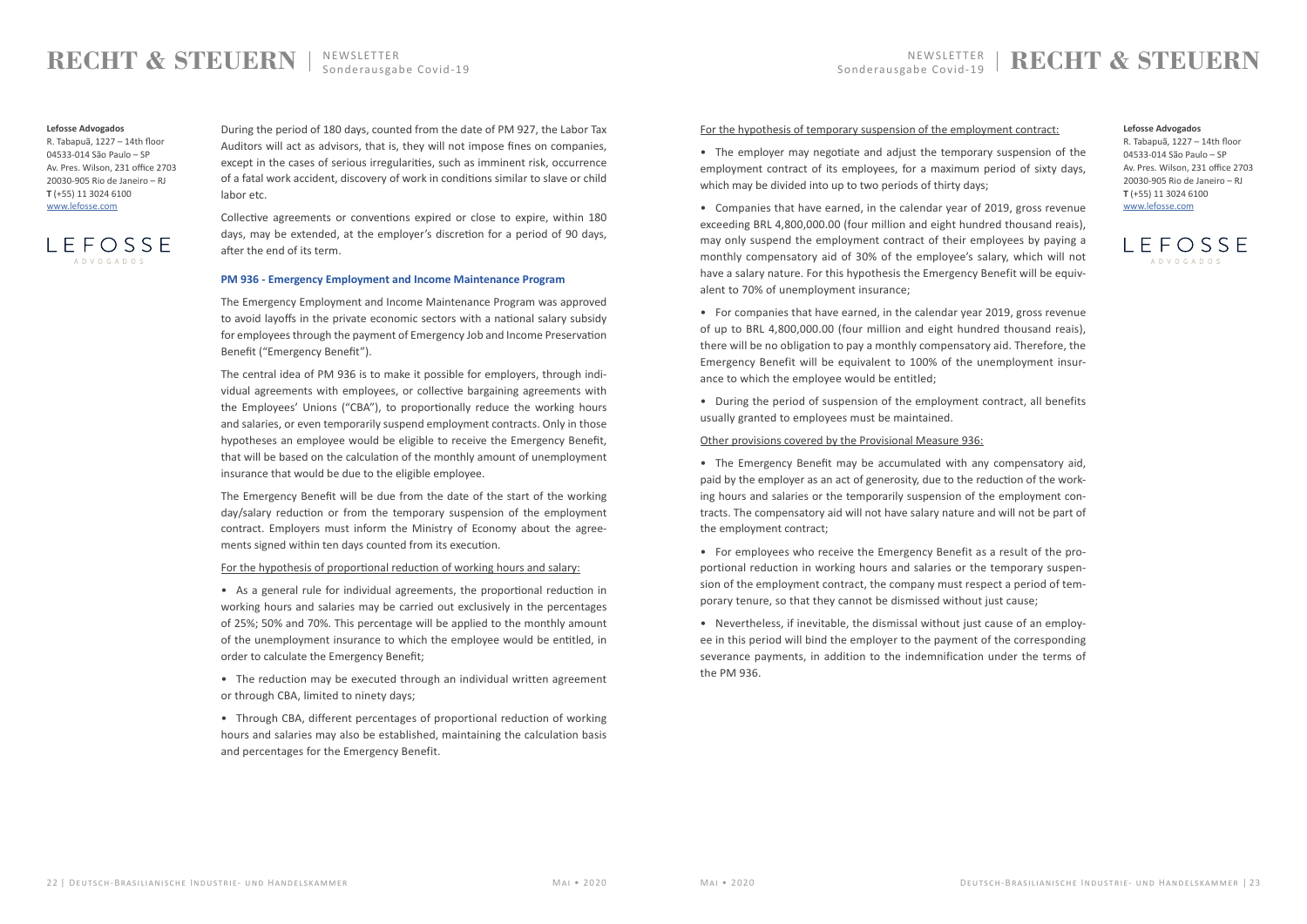During the period of 180 days, counted from the date of PM 927, the Labor Tax Auditors will act as advisors, that is, they will not impose fines on companies, except in the cases of serious irregularities, such as imminent risk, occurrence of a fatal work accident, discovery of work in conditions similar to slave or child labor etc.

Collective agreements or conventions expired or close to expire, within 180 days, may be extended, at the employer's discretion for a period of 90 days, after the end of its term.

### PM 936 - Emergency Employment and Income Maintenance Program

The Emergency Employment and Income Maintenance Program was approved to avoid layoffs in the private economic sectors with a national salary subsidy for employees through the payment of Emergency Job and Income Preservation Benefit ("Emergency Benefit").

The central idea of PM 936 is to make it possible for employers, through individual agreements with employees, or collective bargaining agreements with the Employees' Unions ("CBA"), to proportionally reduce the working hours and salaries, or even temporarily suspend employment contracts. Only in those hypotheses an employee would be eligible to receive the Emergency Benefit, that will be based on the calculation of the monthly amount of unemployment insurance that would be due to the eligible employee.

The Emergency Benefit will be due from the date of the start of the working day/salary reduction or from the temporary suspension of the employment contract. Employers must inform the Ministry of Economy about the agreements signed within ten days counted from its execution.

For the hypothesis of proportional reduction of working hours and salary:

- As a general rule for individual agreements, the proportional reduction in working hours and salaries may be carried out exclusively in the percentages of 25%; 50% and 70%. This percentage will be applied to the monthly amount of the unemployment insurance to which the employee would be entitled, in order to calculate the Emergency Benefit;
- The reduction may be executed through an individual written agreement or through CBA, limited to ninety days;
- Through CBA, different percentages of proportional reduction of working hours and salaries may also be established, maintaining the calculation basis and percentages for the Emergency Benefit.

For the hypothesis of temporary suspension of the employment contract:

- The employer may negotiate and adjust the temporary suspension of the employment contract of its employees, for a maximum period of sixty days, which may be divided into up to two periods of thirty days;
- Companies that have earned, in the calendar year of 2019, gross revenue exceeding BRL 4,800,000.00 (four million and eight hundred thousand reais), may only suspend the employment contract of their employees by paying a monthly compensatory aid of 30% of the employee's salary, which will not have a salary nature. For this hypothesis the Emergency Benefit will be equivalent to 70% of unemployment insurance;
- For companies that have earned, in the calendar year 2019, gross revenue of up to BRL 4,800,000.00 (four million and eight hundred thousand reais), there will be no obligation to pay a monthly compensatory aid. Therefore, the Emergency Benefit will be equivalent to 100% of the unemployment insurance to which the employee would be entitled;
- During the period of suspension of the employment contract, all benefits usually granted to employees must be maintained.

Other provisions covered by the Provisional Measure 936:

- The Emergency Benefit may be accumulated with any compensatory aid, paid by the employer as an act of generosity, due to the reduction of the working hours and salaries or the temporarily suspension of the employment contracts. The compensatory aid will not have salary nature and will not be part of the employment contract;
- For employees who receive the Emergency Benefit as a result of the proportional reduction in working hours and salaries or the temporary suspension of the employment contract, the company must respect a period of temporary tenure, so that they cannot be dismissed without just cause;
- Nevertheless, if inevitable, the dismissal without just cause of an employee in this period will bind the employer to the payment of the corresponding severance payments, in addition to the indemnification under the terms of the PM 936.

**Lefosse Advogados**
R. Tabapuã, 1227 – 14th floor
04533-014 São Paulo – SP
Av. Pres. Wilson, 231 office 2703
20030-905 Rio de Janeiro – RJ
**T** (+55) 11 3024 6100
www.lefosse.com

LEFOSSE ADVOGADOS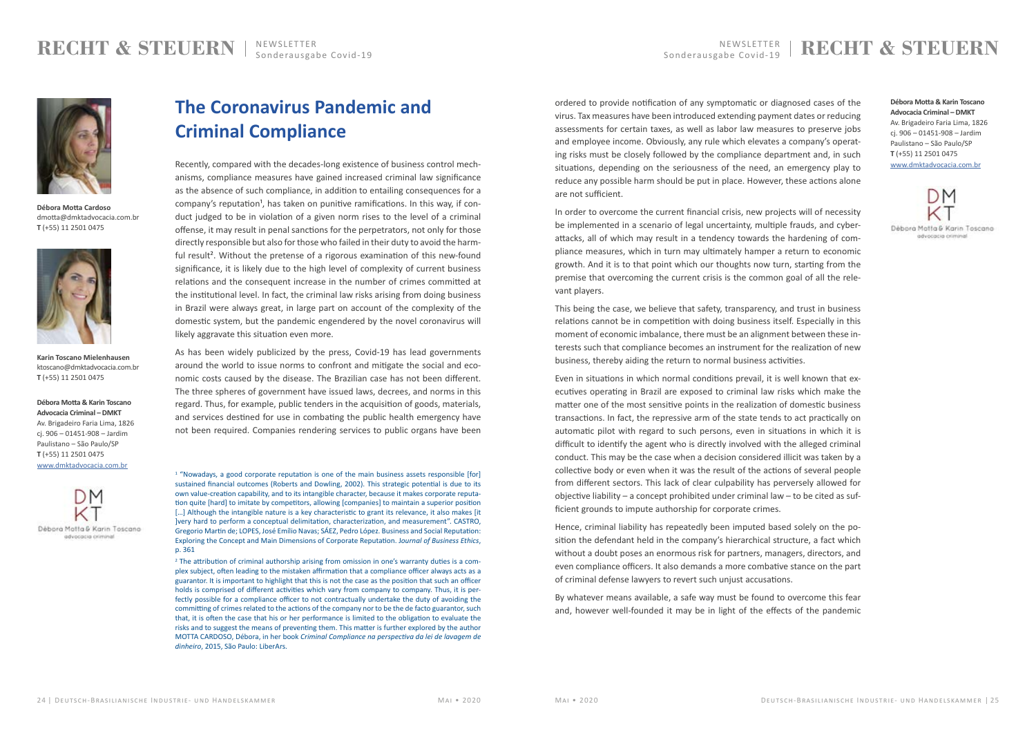Débora Motta Cardoso
dmotta@dmktadvocacia.com.br
**T** (+55) 11 2501 0475

Karin Toscano Mielenhausen
ktoscano@dmktadvocacia.com.br
**T** (+55) 11 2501 0475

**Débora Motta & Karin Toscano Advocacia Criminal – DMKT**
Av. Brigadeiro Faria Lima, 1826
cj. 906 – 01451-908 – Jardim Paulistano – São Paulo/SP
**T** (+55) 11 2501 0475
www.dmktadvocacia.com.br

# The Coronavirus Pandemic and Criminal Compliance

Recently, compared with the decades-long existence of business control mechanisms, compliance measures have gained increased criminal law significance as the absence of such compliance, in addition to entailing consequences for a company's reputation[1], has taken on punitive ramifications. In this way, if conduct judged to be in violation of a given norm rises to the level of a criminal offense, it may result in penal sanctions for the perpetrators, not only for those directly responsible but also for those who failed in their duty to avoid the harmful result[2]. Without the pretense of a rigorous examination of this new-found significance, it is likely due to the high level of complexity of current business relations and the consequent increase in the number of crimes committed at the institutional level. In fact, the criminal law risks arising from doing business in Brazil were always great, in large part on account of the complexity of the domestic system, but the pandemic engendered by the novel coronavirus will likely aggravate this situation even more.

As has been widely publicized by the press, Covid-19 has lead governments around the world to issue norms to confront and mitigate the social and economic costs caused by the disease. The Brazilian case has not been different. The three spheres of government have issued laws, decrees, and norms in this regard. Thus, for example, public tenders in the acquisition of goods, materials, and services destined for use in combating the public health emergency have not been required. Companies rendering services to public organs have been ordered to provide notification of any symptomatic or diagnosed cases of the virus. Tax measures have been introduced extending payment dates or reducing assessments for certain taxes, as well as labor law measures to preserve jobs and employee income. Obviously, any rule which elevates a company's operating risks must be closely followed by the compliance department and, in such situations, depending on the seriousness of the need, an emergency play to reduce any possible harm should be put in place. However, these actions alone are not sufficient.

In order to overcome the current financial crisis, new projects will of necessity be implemented in a scenario of legal uncertainty, multiple frauds, and cyber-attacks, all of which may result in a tendency towards the hardening of compliance measures, which in turn may ultimately hamper a return to economic growth. And it is to that point which our thoughts now turn, starting from the premise that overcoming the current crisis is the common goal of all the relevant players.

This being the case, we believe that safety, transparency, and trust in business relations cannot be in competition with doing business itself. Especially in this moment of economic imbalance, there must be an alignment between these interests such that compliance becomes an instrument for the realization of new business, thereby aiding the return to normal business activities.

Even in situations in which normal conditions prevail, it is well known that executives operating in Brazil are exposed to criminal law risks which make the matter one of the most sensitive points in the realization of domestic business transactions. In fact, the repressive arm of the state tends to act practically on automatic pilot with regard to such persons, even in situations in which it is difficult to identify the agent who is directly involved with the alleged criminal conduct. This may be the case when a decision considered illicit was taken by a collective body or even when it was the result of the actions of several people from different sectors. This lack of clear culpability has perversely allowed for objective liability – a concept prohibited under criminal law – to be cited as sufficient grounds to impute authorship for corporate crimes.

Hence, criminal liability has repeatedly been imputed based solely on the position the defendant held in the company's hierarchical structure, a fact which without a doubt poses an enormous risk for partners, managers, directors, and even compliance officers. It also demands a more combative stance on the part of criminal defense lawyers to revert such unjust accusations.

By whatever means available, a safe way must be found to overcome this fear and, however well-founded it may be in light of the effects of the pandemic

[1] "Nowadays, a good corporate reputation is one of the main business assets responsible [for] sustained financial outcomes (Roberts and Dowling, 2002). This strategic potential is due to its own value-creation capability, and to its intangible character, because it makes corporate reputation quite [hard] to imitate by competitors, allowing [companies] to maintain a superior position […] Although the intangible nature is a key characteristic to grant its relevance, it also makes [it ]very hard to perform a conceptual delimitation, characterization, and measurement". CASTRO, Gregorio Martín de; LOPES, José Emílio Navas; SÁEZ, Pedro López. Business and Social Reputation: Exploring the Concept and Main Dimensions of Corporate Reputation. *Journal of Business Ethics*, p. 361

[2] The attribution of criminal authorship arising from omission in one's warranty duties is a complex subject, often leading to the mistaken affirmation that a compliance officer always acts as a guarantor. It is important to highlight that this is not the case as the position that such an officer holds is comprised of different activities which vary from company to company. Thus, it is perfectly possible for a compliance officer to not contractually undertake the duty of avoiding the committing of crimes related to the actions of the company nor to be the de facto guarantor, such that, it is often the case that his or her performance is limited to the obligation to evaluate the risks and to suggest the means of preventing them. This matter is further explored by the author MOTTA CARDOSO, Débora, in her book *Criminal Compliance na perspectiva da lei de lavagem de dinheiro*, 2015, São Paulo: LiberArs.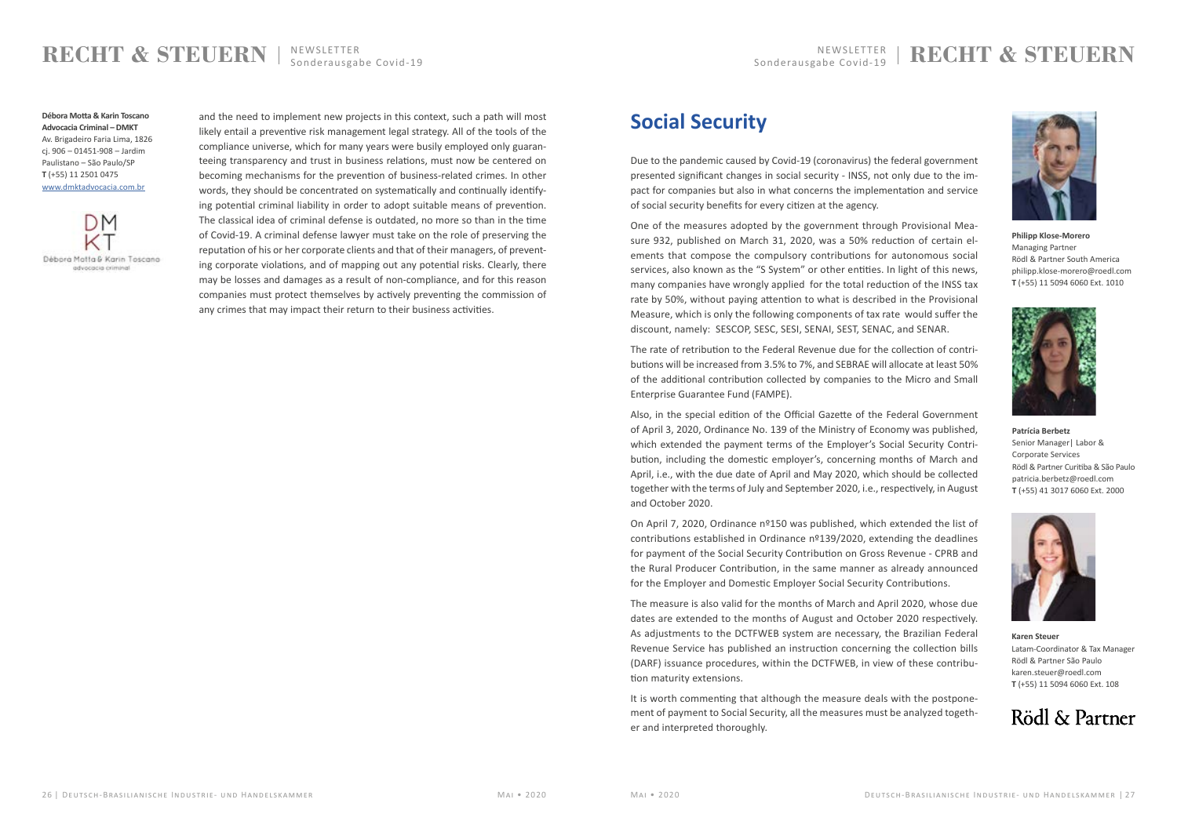**Débora Motta & Karin Toscano**
**Advocacia Criminal – DMKT**
Av. Brigadeiro Faria Lima, 1826
cj. 906 – 01451-908 – Jardim Paulistano – São Paulo/SP
**T** (+55) 11 2501 0475
www.dmktadvocacia.com.br

and the need to implement new projects in this context, such a path will most likely entail a preventive risk management legal strategy. All of the tools of the compliance universe, which for many years were busily employed only guaranteeing transparency and trust in business relations, must now be centered on becoming mechanisms for the prevention of business-related crimes. In other words, they should be concentrated on systematically and continually identifying potential criminal liability in order to adopt suitable means of prevention. The classical idea of criminal defense is outdated, no more so than in the time of Covid-19. A criminal defense lawyer must take on the role of preserving the reputation of his or her corporate clients and that of their managers, of preventing corporate violations, and of mapping out any potential risks. Clearly, there may be losses and damages as a result of non-compliance, and for this reason companies must protect themselves by actively preventing the commission of any crimes that may impact their return to their business activities.

# Social Security

Due to the pandemic caused by Covid-19 (coronavirus) the federal government presented significant changes in social security - INSS, not only due to the impact for companies but also in what concerns the implementation and service of social security benefits for every citizen at the agency.

One of the measures adopted by the government through Provisional Measure 932, published on March 31, 2020, was a 50% reduction of certain elements that compose the compulsory contributions for autonomous social services, also known as the "S System" or other entities. In light of this news, many companies have wrongly applied for the total reduction of the INSS tax rate by 50%, without paying attention to what is described in the Provisional Measure, which is only the following components of tax rate would suffer the discount, namely: SESCOP, SESC, SESI, SENAI, SEST, SENAC, and SENAR.

The rate of retribution to the Federal Revenue due for the collection of contributions will be increased from 3.5% to 7%, and SEBRAE will allocate at least 50% of the additional contribution collected by companies to the Micro and Small Enterprise Guarantee Fund (FAMPE).

Also, in the special edition of the Official Gazette of the Federal Government of April 3, 2020, Ordinance No. 139 of the Ministry of Economy was published, which extended the payment terms of the Employer's Social Security Contribution, including the domestic employer's, concerning months of March and April, i.e., with the due date of April and May 2020, which should be collected together with the terms of July and September 2020, i.e., respectively, in August and October 2020.

On April 7, 2020, Ordinance nº150 was published, which extended the list of contributions established in Ordinance nº139/2020, extending the deadlines for payment of the Social Security Contribution on Gross Revenue - CPRB and the Rural Producer Contribution, in the same manner as already announced for the Employer and Domestic Employer Social Security Contributions.

The measure is also valid for the months of March and April 2020, whose due dates are extended to the months of August and October 2020 respectively. As adjustments to the DCTFWEB system are necessary, the Brazilian Federal Revenue Service has published an instruction concerning the collection bills (DARF) issuance procedures, within the DCTFWEB, in view of these contribution maturity extensions.

It is worth commenting that although the measure deals with the postponement of payment to Social Security, all the measures must be analyzed together and interpreted thoroughly.

**Philipp Klose-Morero**
Managing Partner
Rödl & Partner South America
philipp.klose-morero@roedl.com
**T** (+55) 11 5094 6060 Ext. 1010

**Patrícia Berbetz**
Senior Manager| Labor & Corporate Services
Rödl & Partner Curitiba & São Paulo
patricia.berbetz@roedl.com
**T** (+55) 41 3017 6060 Ext. 2000

**Karen Steuer**
Latam-Coordinator & Tax Manager
Rödl & Partner São Paulo
karen.steuer@roedl.com
**T** (+55) 11 5094 6060 Ext. 108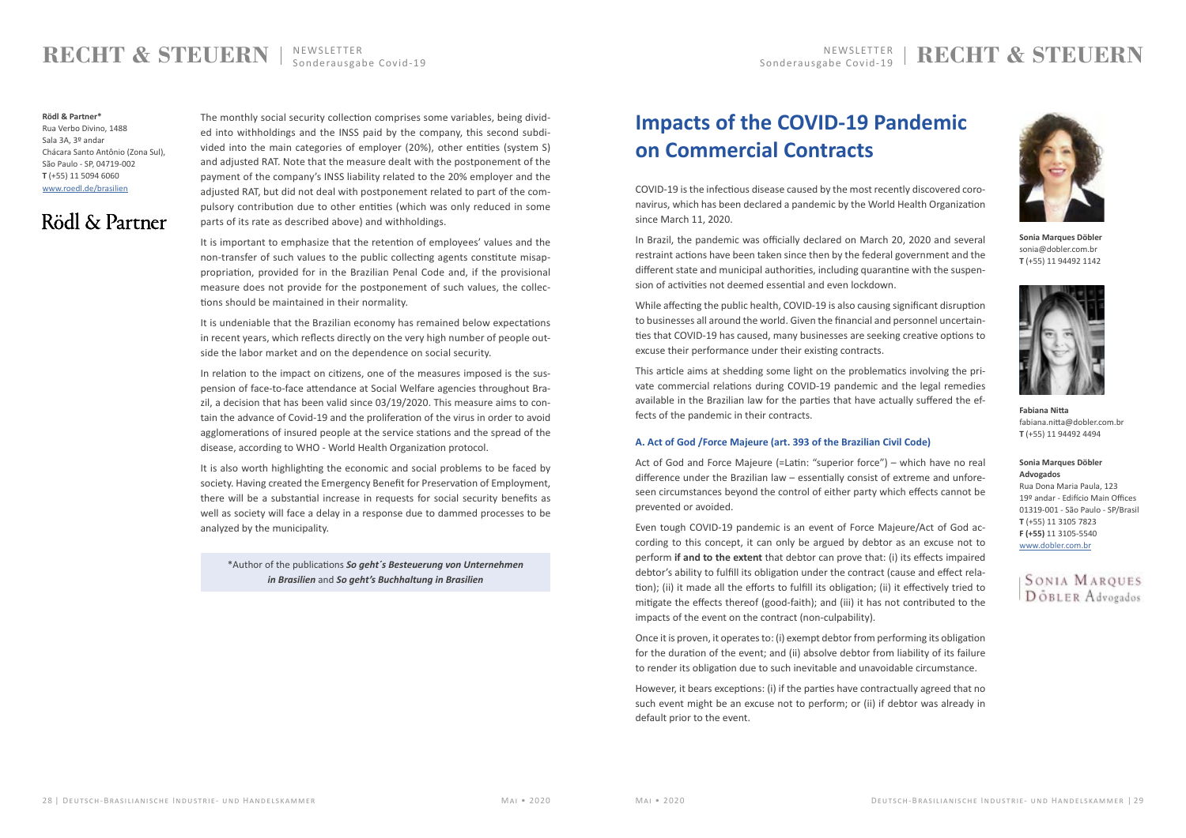**Rödl & Partner***
Rua Verbo Divino, 1488
Sala 3A, 3º andar
Chácara Santo Antônio (Zona Sul),
São Paulo - SP, 04719-002
**T** (+55) 11 5094 6060
www.roedl.de/brasilien

Rödl & Partner

The monthly social security collection comprises some variables, being divided into withholdings and the INSS paid by the company, this second subdivided into the main categories of employer (20%), other entities (system S) and adjusted RAT. Note that the measure dealt with the postponement of the payment of the company's INSS liability related to the 20% employer and the adjusted RAT, but did not deal with postponement related to part of the compulsory contribution due to other entities (which was only reduced in some parts of its rate as described above) and withholdings.

It is important to emphasize that the retention of employees' values and the non-transfer of such values to the public collecting agents constitute misappropriation, provided for in the Brazilian Penal Code and, if the provisional measure does not provide for the postponement of such values, the collections should be maintained in their normality.

It is undeniable that the Brazilian economy has remained below expectations in recent years, which reflects directly on the very high number of people outside the labor market and on the dependence on social security.

In relation to the impact on citizens, one of the measures imposed is the suspension of face-to-face attendance at Social Welfare agencies throughout Brazil, a decision that has been valid since 03/19/2020. This measure aims to contain the advance of Covid-19 and the proliferation of the virus in order to avoid agglomerations of insured people at the service stations and the spread of the disease, according to WHO - World Health Organization protocol.

It is also worth highlighting the economic and social problems to be faced by society. Having created the Emergency Benefit for Preservation of Employment, there will be a substantial increase in requests for social security benefits as well as society will face a delay in a response due to dammed processes to be analyzed by the municipality.

*Author of the publications ***So geht´s Besteuerung von Unternehmen in Brasilien*** and ***So geht's Buchhaltung in Brasilien***

# Impacts of the COVID-19 Pandemic on Commercial Contracts

**Sonia Marques Döbler**
sonia@dobler.com.br
**T** (+55) 11 94492 1142

**Fabiana Nitta**
fabiana.nitta@dobler.com.br
**T** (+55) 11 94492 4494

**Sonia Marques Döbler Advogados**
Rua Dona Maria Paula, 123
19º andar - Edifício Main Offices
01319-001 - São Paulo - SP/Brasil
**T** (+55) 11 3105 7823
**F (+55)** 11 3105-5540
www.dobler.com.br

Sonia Marques Döbler Advogados

COVID-19 is the infectious disease caused by the most recently discovered coronavirus, which has been declared a pandemic by the World Health Organization since March 11, 2020.

In Brazil, the pandemic was officially declared on March 20, 2020 and several restraint actions have been taken since then by the federal government and the different state and municipal authorities, including quarantine with the suspension of activities not deemed essential and even lockdown.

While affecting the public health, COVID-19 is also causing significant disruption to businesses all around the world. Given the financial and personnel uncertainties that COVID-19 has caused, many businesses are seeking creative options to excuse their performance under their existing contracts.

This article aims at shedding some light on the problematics involving the private commercial relations during COVID-19 pandemic and the legal remedies available in the Brazilian law for the parties that have actually suffered the effects of the pandemic in their contracts.

#### A. Act of God /Force Majeure (art. 393 of the Brazilian Civil Code)

Act of God and Force Majeure (=Latin: "superior force") – which have no real difference under the Brazilian law – essentially consist of extreme and unforeseen circumstances beyond the control of either party which effects cannot be prevented or avoided.

Even tough COVID-19 pandemic is an event of Force Majeure/Act of God according to this concept, it can only be argued by debtor as an excuse not to perform **if and to the extent** that debtor can prove that: (i) its effects impaired debtor's ability to fulfill its obligation under the contract (cause and effect relation); (ii) it made all the efforts to fulfill its obligation; (ii) it effectively tried to mitigate the effects thereof (good-faith); and (iii) it has not contributed to the impacts of the event on the contract (non-culpability).

Once it is proven, it operates to: (i) exempt debtor from performing its obligation for the duration of the event; and (ii) absolve debtor from liability of its failure to render its obligation due to such inevitable and unavoidable circumstance.

However, it bears exceptions: (i) if the parties have contractually agreed that no such event might be an excuse not to perform; or (ii) if debtor was already in default prior to the event.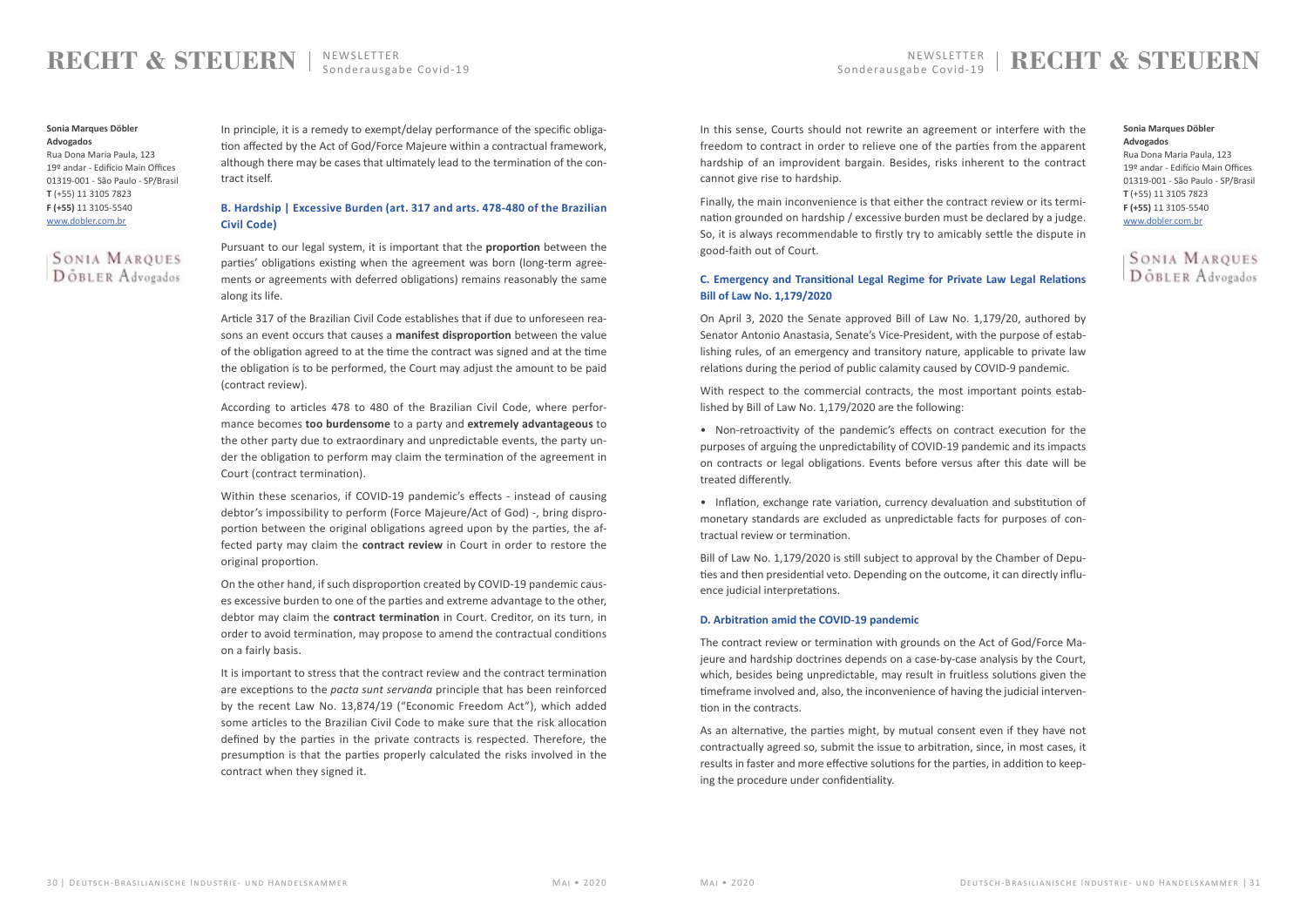In principle, it is a remedy to exempt/delay performance of the specific obligation affected by the Act of God/Force Majeure within a contractual framework, although there may be cases that ultimately lead to the termination of the contract itself.

### B. Hardship | Excessive Burden (art. 317 and arts. 478-480 of the Brazilian Civil Code)

Pursuant to our legal system, it is important that the **proportion** between the parties' obligations existing when the agreement was born (long-term agreements or agreements with deferred obligations) remains reasonably the same along its life.

Article 317 of the Brazilian Civil Code establishes that if due to unforeseen reasons an event occurs that causes a **manifest disproportion** between the value of the obligation agreed to at the time the contract was signed and at the time the obligation is to be performed, the Court may adjust the amount to be paid (contract review).

According to articles 478 to 480 of the Brazilian Civil Code, where performance becomes **too burdensome** to a party and **extremely advantageous** to the other party due to extraordinary and unpredictable events, the party under the obligation to perform may claim the termination of the agreement in Court (contract termination).

Within these scenarios, if COVID-19 pandemic's effects - instead of causing debtor's impossibility to perform (Force Majeure/Act of God) -, bring disproportion between the original obligations agreed upon by the parties, the affected party may claim the **contract review** in Court in order to restore the original proportion.

On the other hand, if such disproportion created by COVID-19 pandemic causes excessive burden to one of the parties and extreme advantage to the other, debtor may claim the **contract termination** in Court. Creditor, on its turn, in order to avoid termination, may propose to amend the contractual conditions on a fairly basis.

It is important to stress that the contract review and the contract termination are exceptions to the *pacta sunt servanda* principle that has been reinforced by the recent Law No. 13,874/19 ("Economic Freedom Act"), which added some articles to the Brazilian Civil Code to make sure that the risk allocation defined by the parties in the private contracts is respected. Therefore, the presumption is that the parties properly calculated the risks involved in the contract when they signed it.

In this sense, Courts should not rewrite an agreement or interfere with the freedom to contract in order to relieve one of the parties from the apparent hardship of an improvident bargain. Besides, risks inherent to the contract cannot give rise to hardship.

Finally, the main inconvenience is that either the contract review or its termination grounded on hardship / excessive burden must be declared by a judge. So, it is always recommendable to firstly try to amicably settle the dispute in good-faith out of Court.

### C. Emergency and Transitional Legal Regime for Private Law Legal Relations Bill of Law No. 1,179/2020

On April 3, 2020 the Senate approved Bill of Law No. 1,179/20, authored by Senator Antonio Anastasia, Senate's Vice-President, with the purpose of establishing rules, of an emergency and transitory nature, applicable to private law relations during the period of public calamity caused by COVID-9 pandemic.

With respect to the commercial contracts, the most important points established by Bill of Law No. 1,179/2020 are the following:

- Non-retroactivity of the pandemic's effects on contract execution for the purposes of arguing the unpredictability of COVID-19 pandemic and its impacts on contracts or legal obligations. Events before versus after this date will be treated differently.
- Inflation, exchange rate variation, currency devaluation and substitution of monetary standards are excluded as unpredictable facts for purposes of contractual review or termination.

Bill of Law No. 1,179/2020 is still subject to approval by the Chamber of Deputies and then presidential veto. Depending on the outcome, it can directly influence judicial interpretations.

### D. Arbitration amid the COVID-19 pandemic

The contract review or termination with grounds on the Act of God/Force Majeure and hardship doctrines depends on a case-by-case analysis by the Court, which, besides being unpredictable, may result in fruitless solutions given the timeframe involved and, also, the inconvenience of having the judicial intervention in the contracts.

As an alternative, the parties might, by mutual consent even if they have not contractually agreed so, submit the issue to arbitration, since, in most cases, it results in faster and more effective solutions for the parties, in addition to keeping the procedure under confidentiality.

**Sonia Marques Döbler Advogados**
Rua Dona Maria Paula, 123
19º andar - Edifício Main Offices
01319-001 - São Paulo - SP/Brasil
**T** (+55) 11 3105 7823
**F (+55)** 11 3105-5540
www.dobler.com.br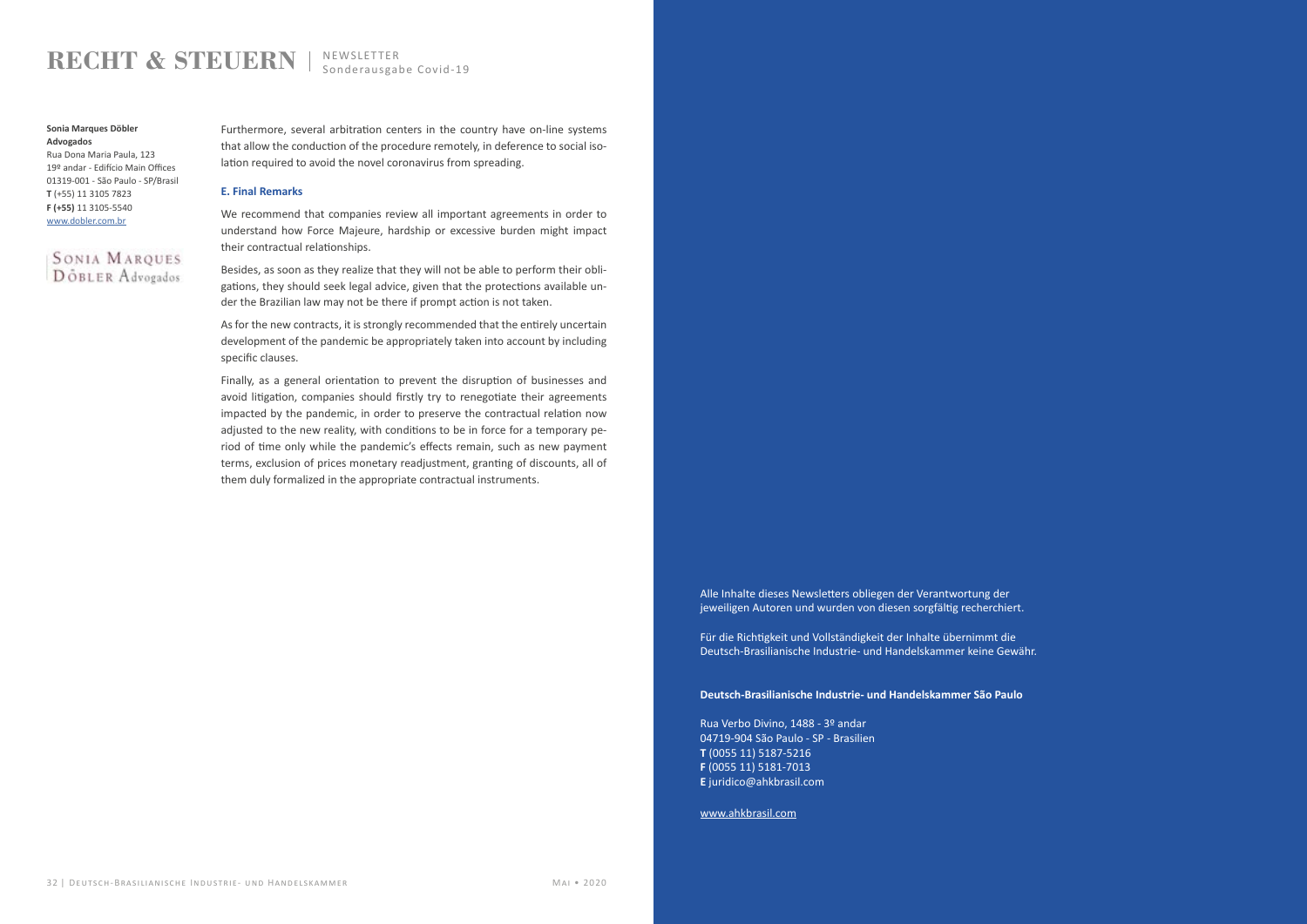**Sonia Marques Döbler Advogados**
Rua Dona Maria Paula, 123
19º andar - Edifício Main Offices
01319-001 - São Paulo - SP/Brasil
**T** (+55) 11 3105 7823
**F (+55)** 11 3105-5540
www.dobler.com.br

Sonia Marques Döbler Advogados

Furthermore, several arbitration centers in the country have on-line systems that allow the conduction of the procedure remotely, in deference to social isolation required to avoid the novel coronavirus from spreading.

### E. Final Remarks

We recommend that companies review all important agreements in order to understand how Force Majeure, hardship or excessive burden might impact their contractual relationships.

Besides, as soon as they realize that they will not be able to perform their obligations, they should seek legal advice, given that the protections available under the Brazilian law may not be there if prompt action is not taken.

As for the new contracts, it is strongly recommended that the entirely uncertain development of the pandemic be appropriately taken into account by including specific clauses.

Finally, as a general orientation to prevent the disruption of businesses and avoid litigation, companies should firstly try to renegotiate their agreements impacted by the pandemic, in order to preserve the contractual relation now adjusted to the new reality, with conditions to be in force for a temporary period of time only while the pandemic's effects remain, such as new payment terms, exclusion of prices monetary readjustment, granting of discounts, all of them duly formalized in the appropriate contractual instruments.

Alle Inhalte dieses Newsletters obliegen der Verantwortung der jeweiligen Autoren und wurden von diesen sorgfältig recherchiert.

Für die Richtigkeit und Vollständigkeit der Inhalte übernimmt die Deutsch-Brasilianische Industrie- und Handelskammer keine Gewähr.

**Deutsch-Brasilianische Industrie- und Handelskammer São Paulo**

Rua Verbo Divino, 1488 - 3º andar
04719-904 São Paulo - SP - Brasilien
**T** (0055 11) 5187-5216
**F** (0055 11) 5181-7013
**E** juridico@ahkbrasil.com

www.ahkbrasil.com